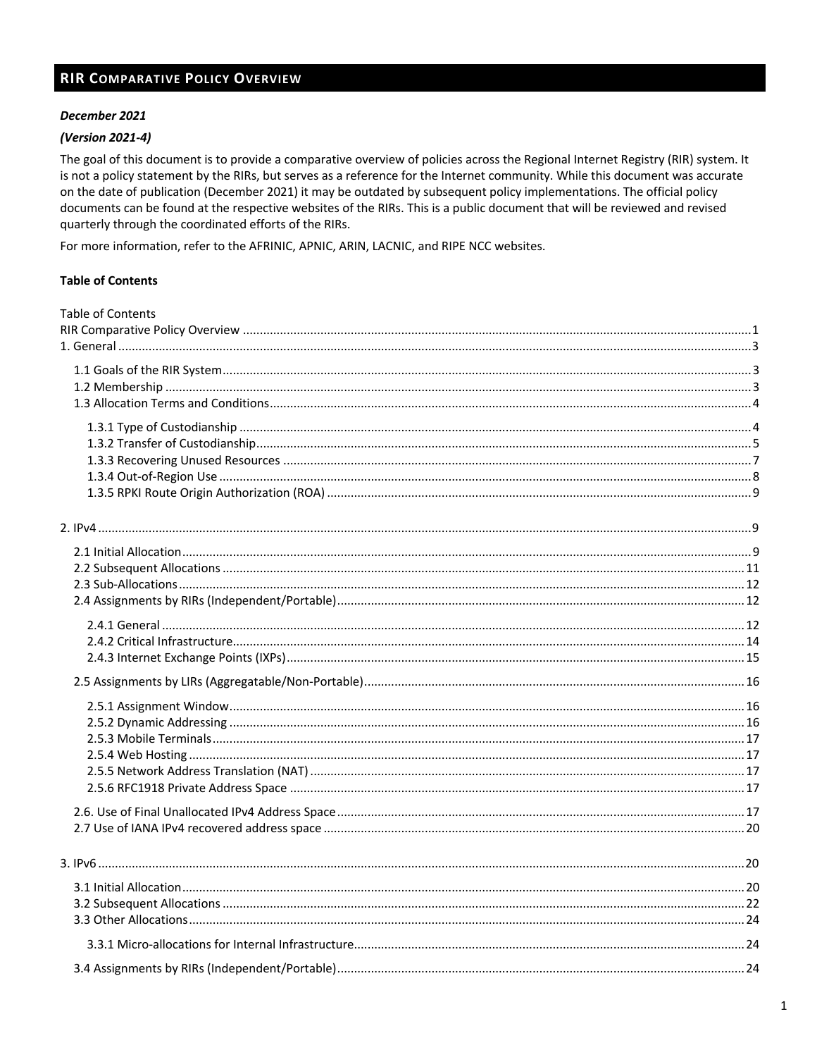# RIR Comparative Policy Overview

***December 2021***

***(Version 2021-4)***

The goal of this document is to provide a comparative overview of policies across the Regional Internet Registry (RIR) system. It is not a policy statement by the RIRs, but serves as a reference for the Internet community. While this document was accurate on the date of publication (December 2021) it may be outdated by subsequent policy implementations. The official policy documents can be found at the respective websites of the RIRs. This is a public document that will be reviewed and revised quarterly through the coordinated efforts of the RIRs.

For more information, refer to the AFRINIC, APNIC, ARIN, LACNIC, and RIPE NCC websites.

**Table of Contents**

Table of Contents

RIR Comparative Policy Overview ..... 1

1. General ..... 3
   - 1.1 Goals of the RIR System ..... 3
   - 1.2 Membership ..... 3
   - 1.3 Allocation Terms and Conditions ..... 4
     - 1.3.1 Type of Custodianship ..... 4
     - 1.3.2 Transfer of Custodianship ..... 5
     - 1.3.3 Recovering Unused Resources ..... 7
     - 1.3.4 Out-of-Region Use ..... 8
     - 1.3.5 RPKI Route Origin Authorization (ROA) ..... 9
2. IPv4 ..... 9
   - 2.1 Initial Allocation ..... 9
   - 2.2 Subsequent Allocations ..... 11
   - 2.3 Sub-Allocations ..... 12
   - 2.4 Assignments by RIRs (Independent/Portable) ..... 12
     - 2.4.1 General ..... 12
     - 2.4.2 Critical Infrastructure ..... 14
     - 2.4.3 Internet Exchange Points (IXPs) ..... 15
   - 2.5 Assignments by LIRs (Aggregatable/Non-Portable) ..... 16
     - 2.5.1 Assignment Window ..... 16
     - 2.5.2 Dynamic Addressing ..... 16
     - 2.5.3 Mobile Terminals ..... 17
     - 2.5.4 Web Hosting ..... 17
     - 2.5.5 Network Address Translation (NAT) ..... 17
     - 2.5.6 RFC1918 Private Address Space ..... 17
   - 2.6. Use of Final Unallocated IPv4 Address Space ..... 17
   - 2.7 Use of IANA IPv4 recovered address space ..... 20
3. IPv6 ..... 20
   - 3.1 Initial Allocation ..... 20
   - 3.2 Subsequent Allocations ..... 22
   - 3.3 Other Allocations ..... 24
     - 3.3.1 Micro-allocations for Internal Infrastructure ..... 24
   - 3.4 Assignments by RIRs (Independent/Portable) ..... 24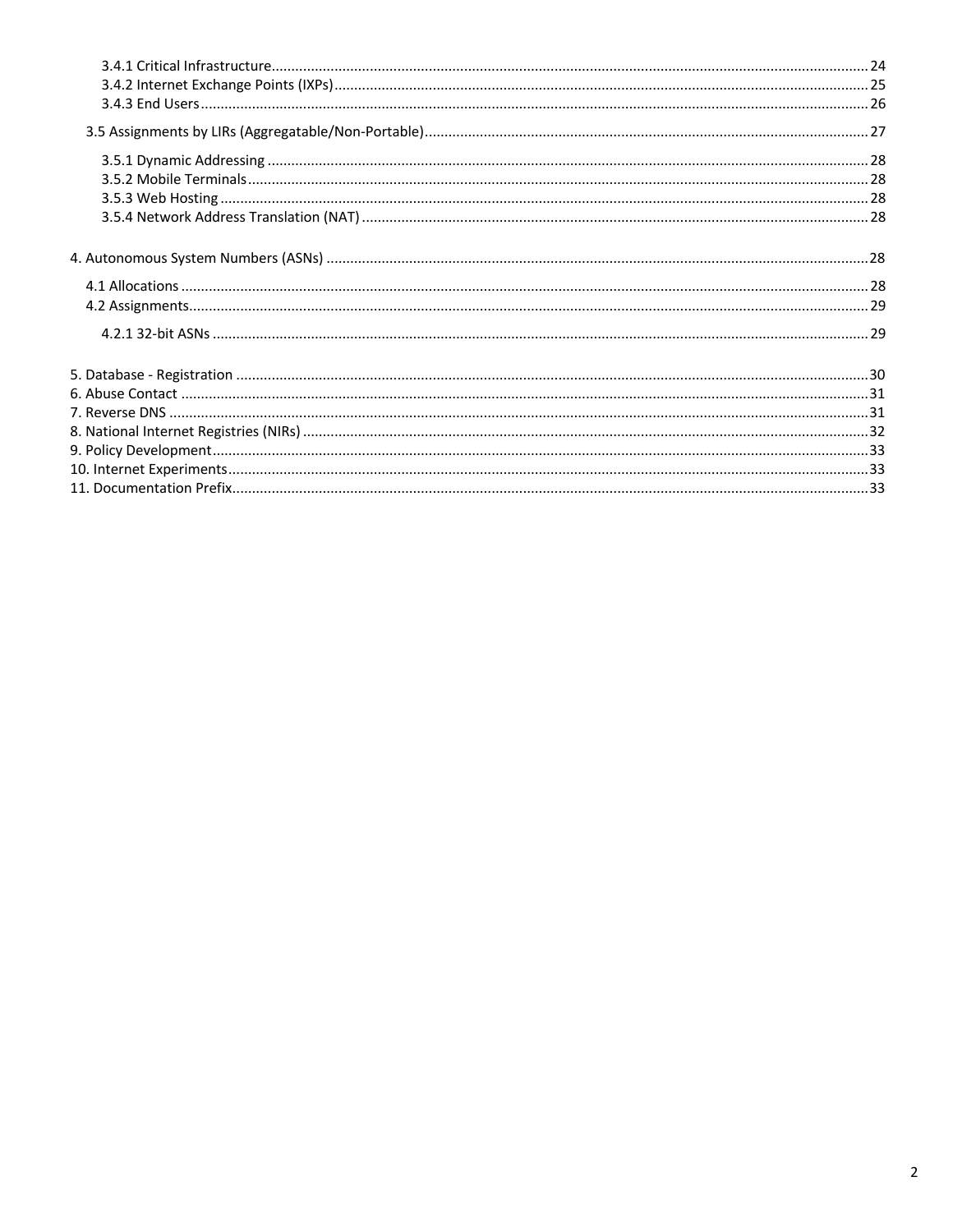3.4.1 Critical Infrastructure....................................................................................................................................... 24
3.4.2 Internet Exchange Points (IXPs)....................................................................................................................... 25
3.4.3 End Users......................................................................................................................................................... 26

3.5 Assignments by LIRs (Aggregatable/Non-Portable)................................................................................................ 27

3.5.1 Dynamic Addressing ....................................................................................................................................... 28
3.5.2 Mobile Terminals............................................................................................................................................ 28
3.5.3 Web Hosting ................................................................................................................................................... 28
3.5.4 Network Address Translation (NAT) ............................................................................................................... 28

4. Autonomous System Numbers (ASNs) ......................................................................................................................... 28

4.1 Allocations ............................................................................................................................................................ 28
4.2 Assignments........................................................................................................................................................... 29

4.2.1 32-bit ASNs ..................................................................................................................................................... 29

5. Database - Registration ............................................................................................................................................... 30
6. Abuse Contact ............................................................................................................................................................. 31
7. Reverse DNS ................................................................................................................................................................ 31
8. National Internet Registries (NIRs) .............................................................................................................................. 32
9. Policy Development..................................................................................................................................................... 33
10. Internet Experiments................................................................................................................................................. 33
11. Documentation Prefix................................................................................................................................................ 33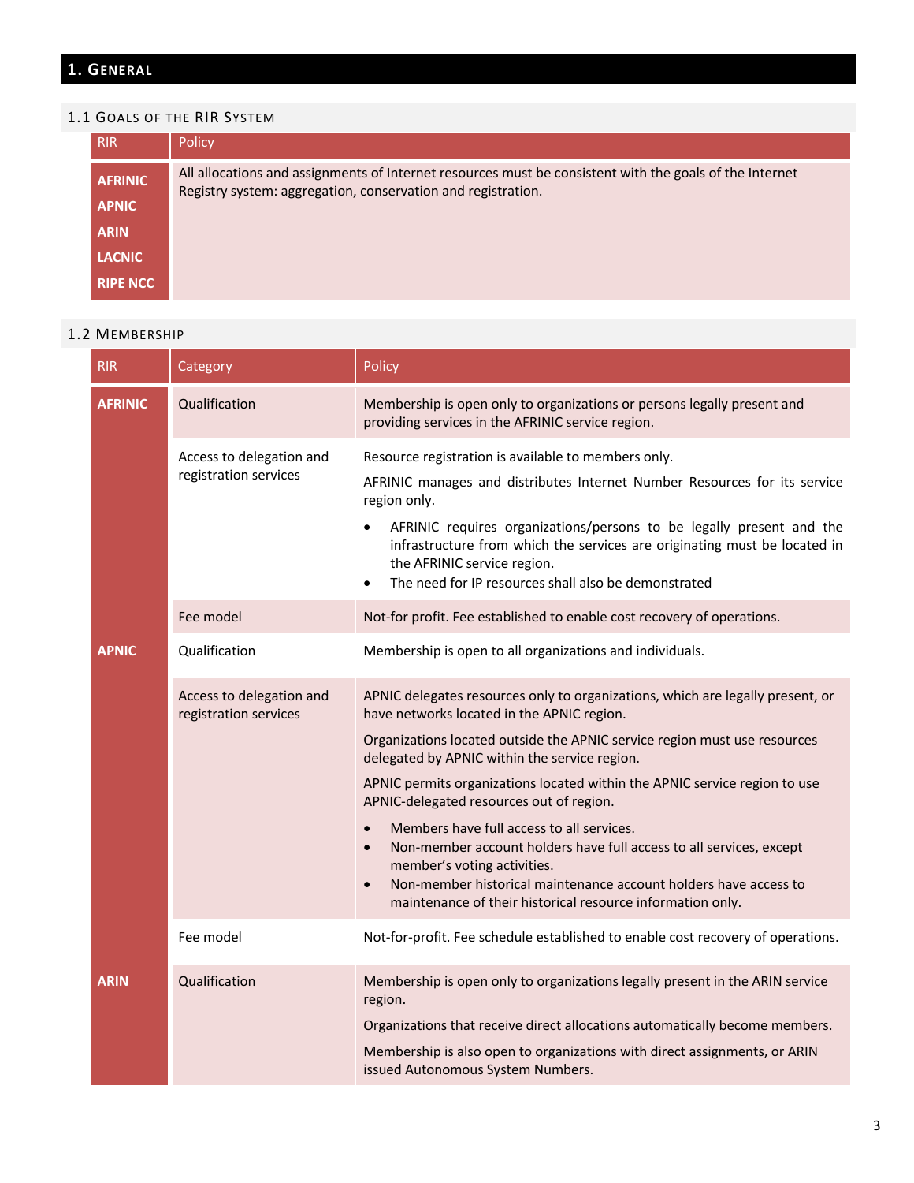# 1. General

## 1.1 Goals of the RIR System

| RIR | Policy |
|---|---|
| **AFRINIC**<br>**APNIC**<br>**ARIN**<br>**LACNIC**<br>**RIPE NCC** | All allocations and assignments of Internet resources must be consistent with the goals of the Internet Registry system: aggregation, conservation and registration. |

## 1.2 Membership

| RIR | Category | Policy |
|---|---|---|
| **AFRINIC** | Qualification | Membership is open only to organizations or persons legally present and providing services in the AFRINIC service region. |
| | Access to delegation and registration services | Resource registration is available to members only.<br><br>AFRINIC manages and distributes Internet Number Resources for its service region only.<br><br>• AFRINIC requires organizations/persons to be legally present and the infrastructure from which the services are originating must be located in the AFRINIC service region.<br>• The need for IP resources shall also be demonstrated |
| | Fee model | Not-for profit. Fee established to enable cost recovery of operations. |
| **APNIC** | Qualification | Membership is open to all organizations and individuals. |
| | Access to delegation and registration services | APNIC delegates resources only to organizations, which are legally present, or have networks located in the APNIC region.<br><br>Organizations located outside the APNIC service region must use resources delegated by APNIC within the service region.<br><br>APNIC permits organizations located within the APNIC service region to use APNIC-delegated resources out of region.<br><br>• Members have full access to all services.<br>• Non-member account holders have full access to all services, except member's voting activities.<br>• Non-member historical maintenance account holders have access to maintenance of their historical resource information only. |
| | Fee model | Not-for-profit. Fee schedule established to enable cost recovery of operations. |
| **ARIN** | Qualification | Membership is open only to organizations legally present in the ARIN service region.<br><br>Organizations that receive direct allocations automatically become members.<br><br>Membership is also open to organizations with direct assignments, or ARIN issued Autonomous System Numbers. |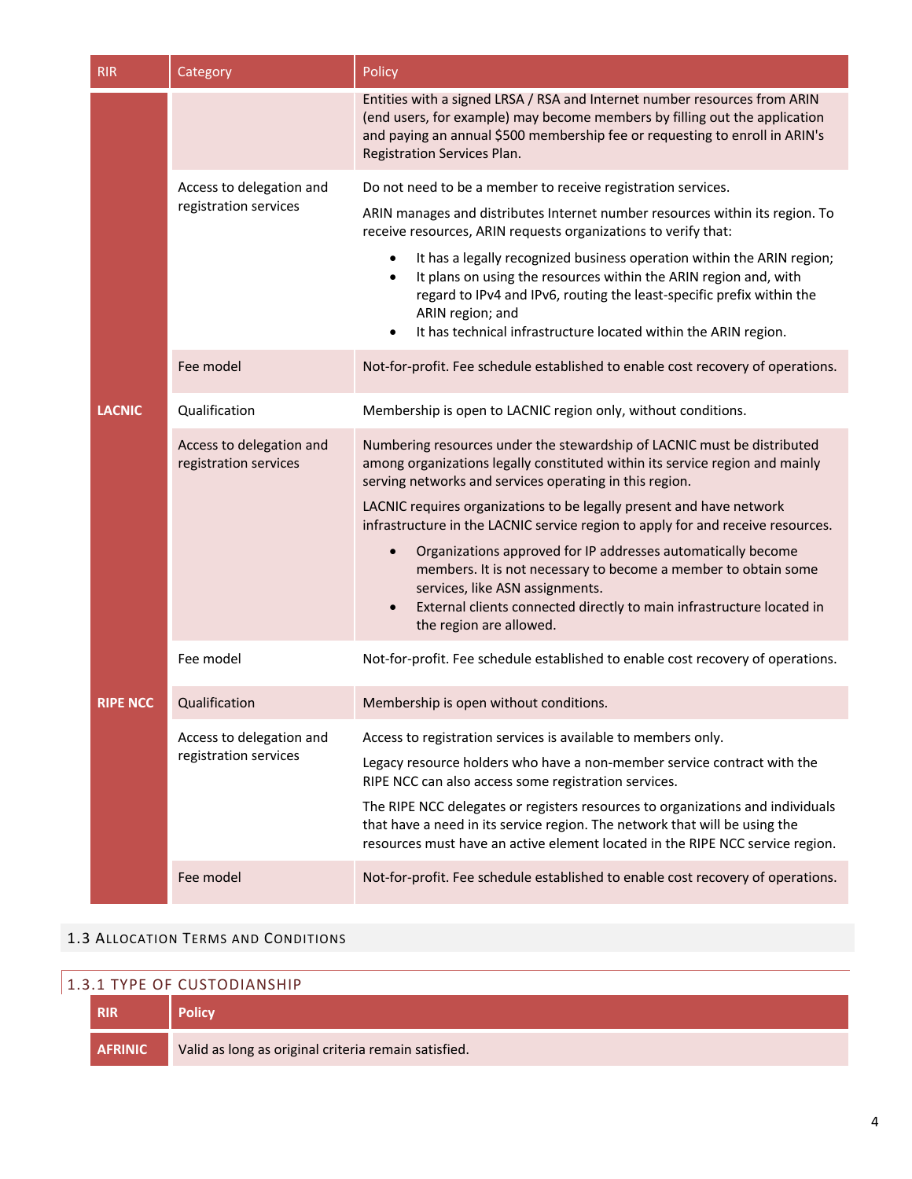| RIR | Category | Policy |
|---|---|---|
| | | Entities with a signed LRSA / RSA and Internet number resources from ARIN (end users, for example) may become members by filling out the application and paying an annual $500 membership fee or requesting to enroll in ARIN's Registration Services Plan. |
| | Access to delegation and registration services | Do not need to be a member to receive registration services.<br><br>ARIN manages and distributes Internet number resources within its region. To receive resources, ARIN requests organizations to verify that:<br><br>• It has a legally recognized business operation within the ARIN region;<br>• It plans on using the resources within the ARIN region and, with regard to IPv4 and IPv6, routing the least-specific prefix within the ARIN region; and<br>• It has technical infrastructure located within the ARIN region. |
| | Fee model | Not-for-profit. Fee schedule established to enable cost recovery of operations. |
| **LACNIC** | Qualification | Membership is open to LACNIC region only, without conditions. |
| | Access to delegation and registration services | Numbering resources under the stewardship of LACNIC must be distributed among organizations legally constituted within its service region and mainly serving networks and services operating in this region.<br><br>LACNIC requires organizations to be legally present and have network infrastructure in the LACNIC service region to apply for and receive resources.<br><br>• Organizations approved for IP addresses automatically become members. It is not necessary to become a member to obtain some services, like ASN assignments.<br>• External clients connected directly to main infrastructure located in the region are allowed. |
| | Fee model | Not-for-profit. Fee schedule established to enable cost recovery of operations. |
| **RIPE NCC** | Qualification | Membership is open without conditions. |
| | Access to delegation and registration services | Access to registration services is available to members only.<br><br>Legacy resource holders who have a non-member service contract with the RIPE NCC can also access some registration services.<br><br>The RIPE NCC delegates or registers resources to organizations and individuals that have a need in its service region. The network that will be using the resources must have an active element located in the RIPE NCC service region. |
| | Fee model | Not-for-profit. Fee schedule established to enable cost recovery of operations. |

## 1.3 Allocation Terms and Conditions

### 1.3.1 Type of Custodianship

| RIR | Policy |
|---|---|
| **AFRINIC** | Valid as long as original criteria remain satisfied. |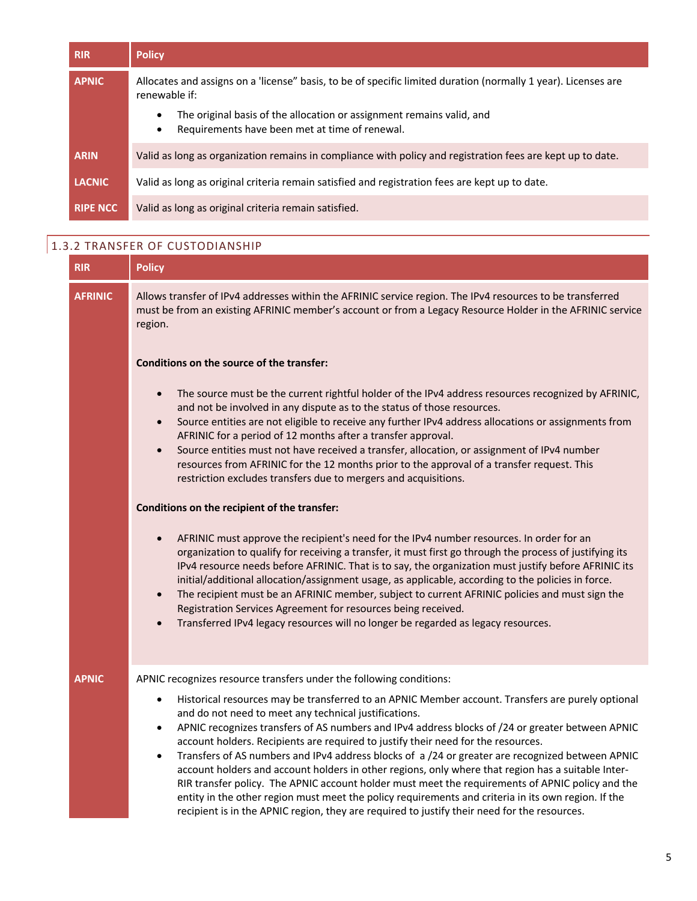| RIR | Policy |
|---|---|
| APNIC | Allocates and assigns on a 'license" basis, to be of specific limited duration (normally 1 year). Licenses are renewable if:<br>• The original basis of the allocation or assignment remains valid, and<br>• Requirements have been met at time of renewal. |
| ARIN | Valid as long as organization remains in compliance with policy and registration fees are kept up to date. |
| LACNIC | Valid as long as original criteria remain satisfied and registration fees are kept up to date. |
| RIPE NCC | Valid as long as original criteria remain satisfied. |

### 1.3.2 TRANSFER OF CUSTODIANSHIP

| RIR | Policy |
|---|---|
| AFRINIC | Allows transfer of IPv4 addresses within the AFRINIC service region. The IPv4 resources to be transferred must be from an existing AFRINIC member's account or from a Legacy Resource Holder in the AFRINIC service region.<br><br>**Conditions on the source of the transfer:**<br>• The source must be the current rightful holder of the IPv4 address resources recognized by AFRINIC, and not be involved in any dispute as to the status of those resources.<br>• Source entities are not eligible to receive any further IPv4 address allocations or assignments from AFRINIC for a period of 12 months after a transfer approval.<br>• Source entities must not have received a transfer, allocation, or assignment of IPv4 number resources from AFRINIC for the 12 months prior to the approval of a transfer request. This restriction excludes transfers due to mergers and acquisitions.<br><br>**Conditions on the recipient of the transfer:**<br>• AFRINIC must approve the recipient's need for the IPv4 number resources. In order for an organization to qualify for receiving a transfer, it must first go through the process of justifying its IPv4 resource needs before AFRINIC. That is to say, the organization must justify before AFRINIC its initial/additional allocation/assignment usage, as applicable, according to the policies in force.<br>• The recipient must be an AFRINIC member, subject to current AFRINIC policies and must sign the Registration Services Agreement for resources being received.<br>• Transferred IPv4 legacy resources will no longer be regarded as legacy resources. |
| APNIC | APNIC recognizes resource transfers under the following conditions:<br>• Historical resources may be transferred to an APNIC Member account. Transfers are purely optional and do not need to meet any technical justifications.<br>• APNIC recognizes transfers of AS numbers and IPv4 address blocks of /24 or greater between APNIC account holders. Recipients are required to justify their need for the resources.<br>• Transfers of AS numbers and IPv4 address blocks of a /24 or greater are recognized between APNIC account holders and account holders in other regions, only where that region has a suitable Inter-RIR transfer policy. The APNIC account holder must meet the requirements of APNIC policy and the entity in the other region must meet the policy requirements and criteria in its own region. If the recipient is in the APNIC region, they are required to justify their need for the resources. |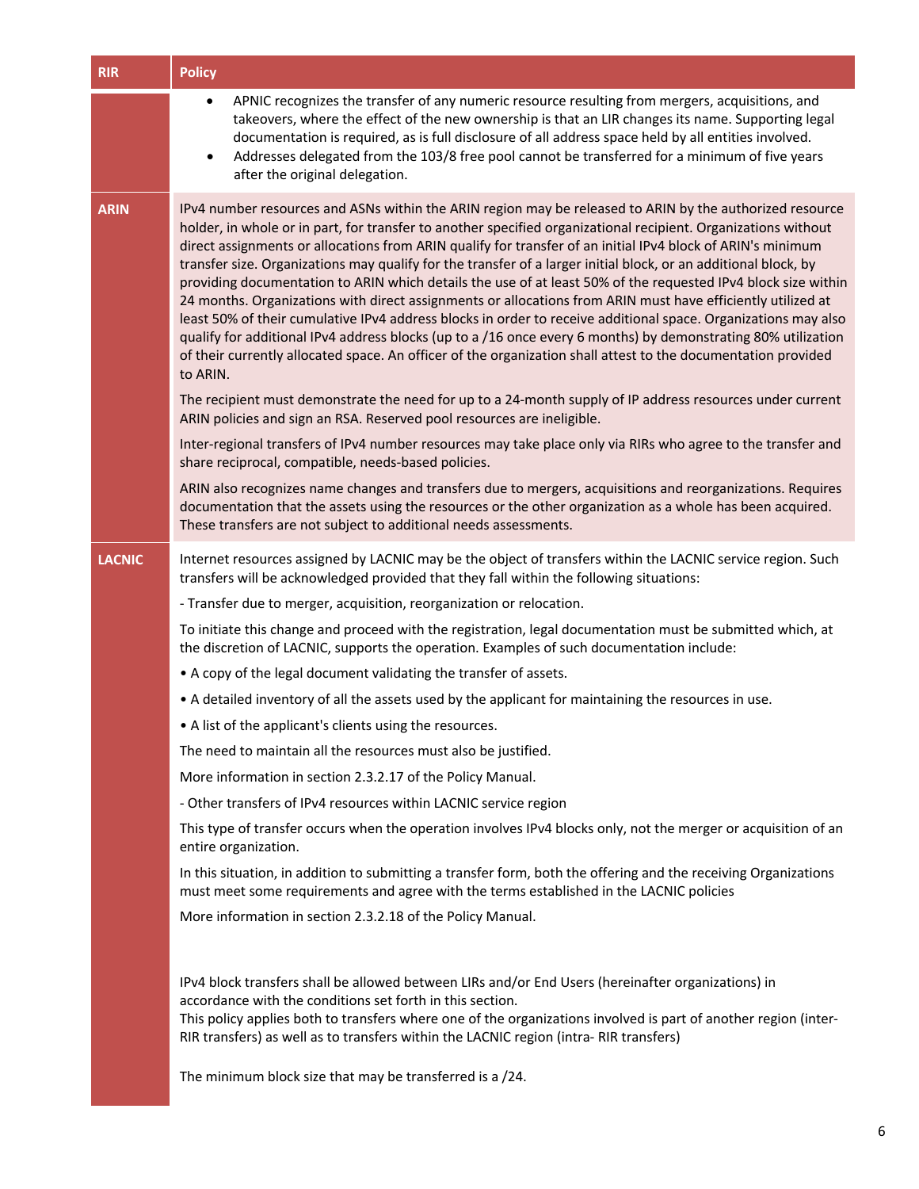| RIR | Policy |
| --- | --- |
| | • APNIC recognizes the transfer of any numeric resource resulting from mergers, acquisitions, and takeovers, where the effect of the new ownership is that an LIR changes its name. Supporting legal documentation is required, as is full disclosure of all address space held by all entities involved.<br>• Addresses delegated from the 103/8 free pool cannot be transferred for a minimum of five years after the original delegation. |
| ARIN | IPv4 number resources and ASNs within the ARIN region may be released to ARIN by the authorized resource holder, in whole or in part, for transfer to another specified organizational recipient. Organizations without direct assignments or allocations from ARIN qualify for transfer of an initial IPv4 block of ARIN's minimum transfer size. Organizations may qualify for the transfer of a larger initial block, or an additional block, by providing documentation to ARIN which details the use of at least 50% of the requested IPv4 block size within 24 months. Organizations with direct assignments or allocations from ARIN must have efficiently utilized at least 50% of their cumulative IPv4 address blocks in order to receive additional space. Organizations may also qualify for additional IPv4 address blocks (up to a /16 once every 6 months) by demonstrating 80% utilization of their currently allocated space. An officer of the organization shall attest to the documentation provided to ARIN.<br><br>The recipient must demonstrate the need for up to a 24-month supply of IP address resources under current ARIN policies and sign an RSA. Reserved pool resources are ineligible.<br><br>Inter-regional transfers of IPv4 number resources may take place only via RIRs who agree to the transfer and share reciprocal, compatible, needs-based policies.<br><br>ARIN also recognizes name changes and transfers due to mergers, acquisitions and reorganizations. Requires documentation that the assets using the resources or the other organization as a whole has been acquired. These transfers are not subject to additional needs assessments. |
| LACNIC | Internet resources assigned by LACNIC may be the object of transfers within the LACNIC service region. Such transfers will be acknowledged provided that they fall within the following situations:<br><br>- Transfer due to merger, acquisition, reorganization or relocation.<br><br>To initiate this change and proceed with the registration, legal documentation must be submitted which, at the discretion of LACNIC, supports the operation. Examples of such documentation include:<br><br>• A copy of the legal document validating the transfer of assets.<br><br>• A detailed inventory of all the assets used by the applicant for maintaining the resources in use.<br><br>• A list of the applicant's clients using the resources.<br><br>The need to maintain all the resources must also be justified.<br><br>More information in section 2.3.2.17 of the Policy Manual.<br><br>- Other transfers of IPv4 resources within LACNIC service region<br><br>This type of transfer occurs when the operation involves IPv4 blocks only, not the merger or acquisition of an entire organization.<br><br>In this situation, in addition to submitting a transfer form, both the offering and the receiving Organizations must meet some requirements and agree with the terms established in the LACNIC policies<br><br>More information in section 2.3.2.18 of the Policy Manual.<br><br>IPv4 block transfers shall be allowed between LIRs and/or End Users (hereinafter organizations) in accordance with the conditions set forth in this section.<br>This policy applies both to transfers where one of the organizations involved is part of another region (inter-RIR transfers) as well as to transfers within the LACNIC region (intra- RIR transfers)<br><br>The minimum block size that may be transferred is a /24. |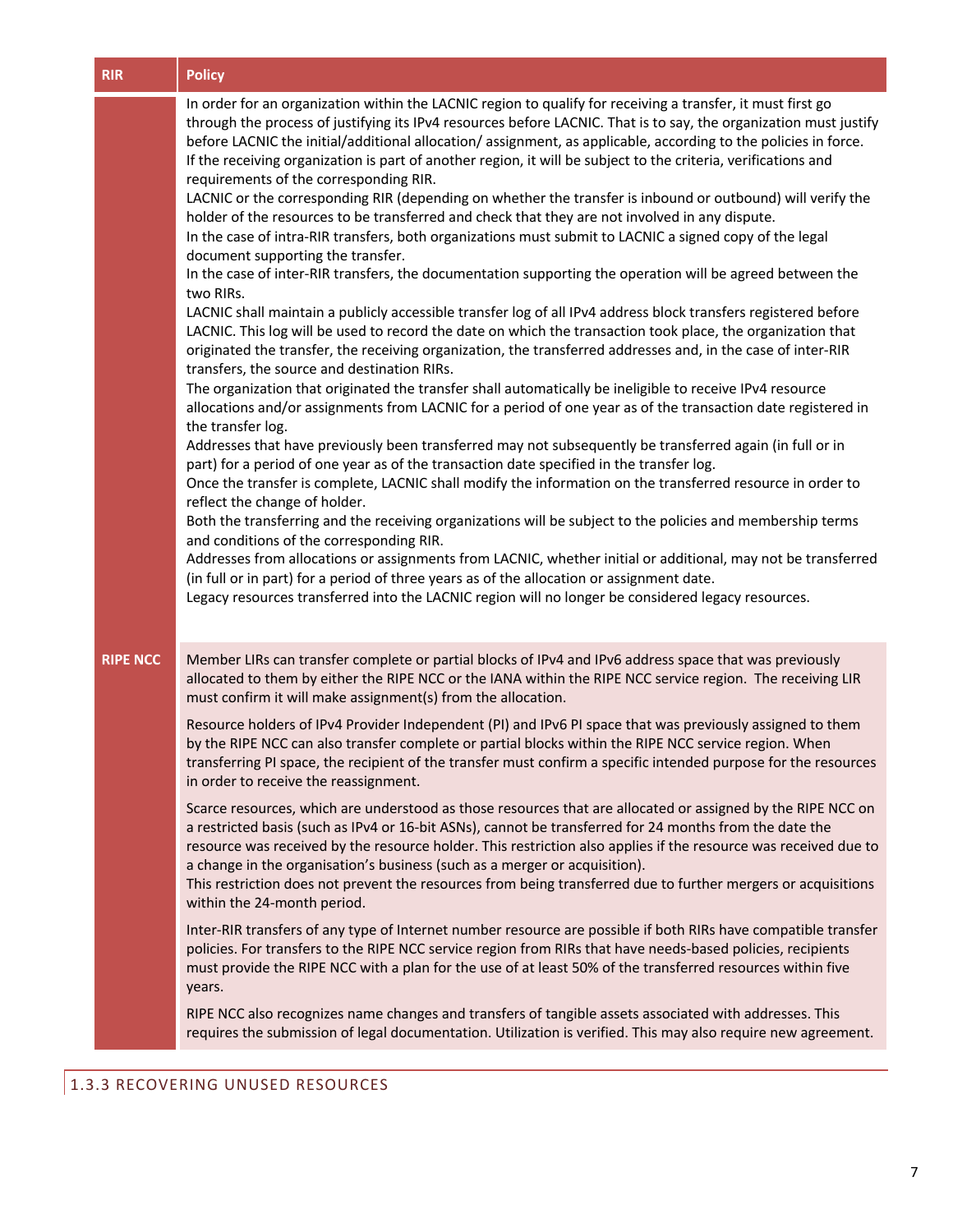| RIR | Policy |
|---|---|
| | In order for an organization within the LACNIC region to qualify for receiving a transfer, it must first go through the process of justifying its IPv4 resources before LACNIC. That is to say, the organization must justify before LACNIC the initial/additional allocation/ assignment, as applicable, according to the policies in force.<br>If the receiving organization is part of another region, it will be subject to the criteria, verifications and requirements of the corresponding RIR.<br>LACNIC or the corresponding RIR (depending on whether the transfer is inbound or outbound) will verify the holder of the resources to be transferred and check that they are not involved in any dispute.<br>In the case of intra-RIR transfers, both organizations must submit to LACNIC a signed copy of the legal document supporting the transfer.<br>In the case of inter-RIR transfers, the documentation supporting the operation will be agreed between the two RIRs.<br>LACNIC shall maintain a publicly accessible transfer log of all IPv4 address block transfers registered before LACNIC. This log will be used to record the date on which the transaction took place, the organization that originated the transfer, the receiving organization, the transferred addresses and, in the case of inter-RIR transfers, the source and destination RIRs.<br>The organization that originated the transfer shall automatically be ineligible to receive IPv4 resource allocations and/or assignments from LACNIC for a period of one year as of the transaction date registered in the transfer log.<br>Addresses that have previously been transferred may not subsequently be transferred again (in full or in part) for a period of one year as of the transaction date specified in the transfer log.<br>Once the transfer is complete, LACNIC shall modify the information on the transferred resource in order to reflect the change of holder.<br>Both the transferring and the receiving organizations will be subject to the policies and membership terms and conditions of the corresponding RIR.<br>Addresses from allocations or assignments from LACNIC, whether initial or additional, may not be transferred (in full or in part) for a period of three years as of the allocation or assignment date.<br>Legacy resources transferred into the LACNIC region will no longer be considered legacy resources. |
| **RIPE NCC** | Member LIRs can transfer complete or partial blocks of IPv4 and IPv6 address space that was previously allocated to them by either the RIPE NCC or the IANA within the RIPE NCC service region. The receiving LIR must confirm it will make assignment(s) from the allocation.<br><br>Resource holders of IPv4 Provider Independent (PI) and IPv6 PI space that was previously assigned to them by the RIPE NCC can also transfer complete or partial blocks within the RIPE NCC service region. When transferring PI space, the recipient of the transfer must confirm a specific intended purpose for the resources in order to receive the reassignment.<br><br>Scarce resources, which are understood as those resources that are allocated or assigned by the RIPE NCC on a restricted basis (such as IPv4 or 16-bit ASNs), cannot be transferred for 24 months from the date the resource was received by the resource holder. This restriction also applies if the resource was received due to a change in the organisation's business (such as a merger or acquisition).<br>This restriction does not prevent the resources from being transferred due to further mergers or acquisitions within the 24-month period.<br><br>Inter-RIR transfers of any type of Internet number resource are possible if both RIRs have compatible transfer policies. For transfers to the RIPE NCC service region from RIRs that have needs-based policies, recipients must provide the RIPE NCC with a plan for the use of at least 50% of the transferred resources within five years.<br><br>RIPE NCC also recognizes name changes and transfers of tangible assets associated with addresses. This requires the submission of legal documentation. Utilization is verified. This may also require new agreement. |

### 1.3.3 RECOVERING UNUSED RESOURCES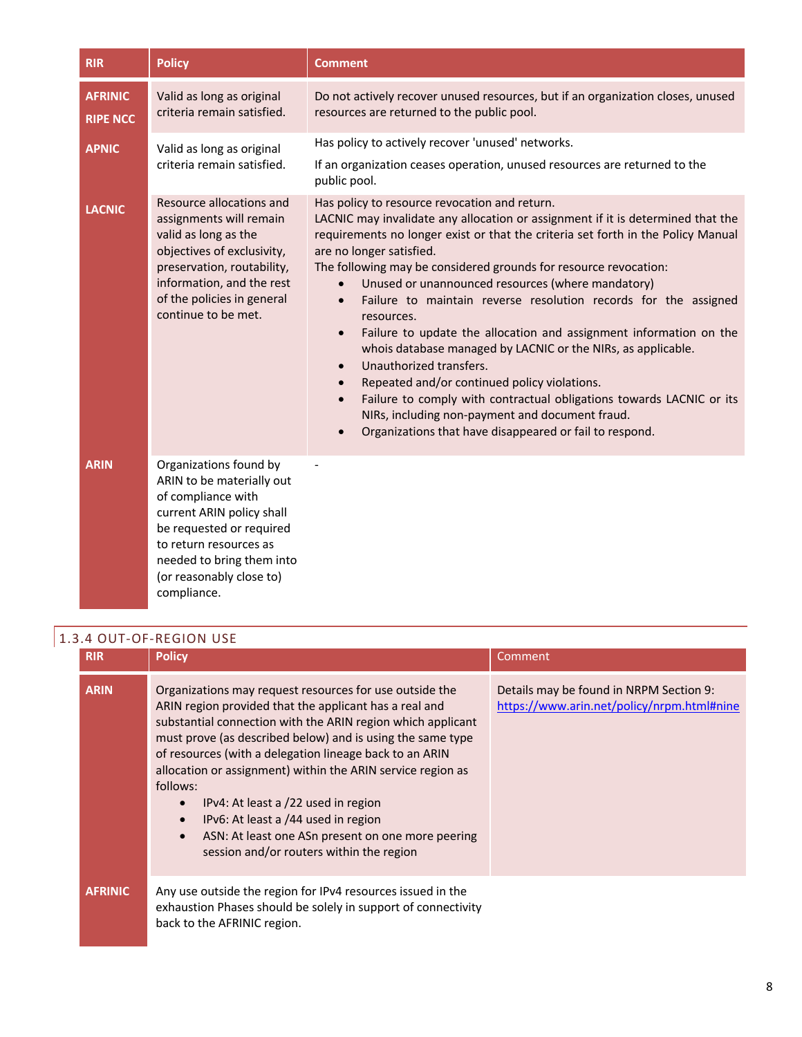| RIR | Policy | Comment |
|---|---|---|
| **AFRINIC**<br>**RIPE NCC** | Valid as long as original criteria remain satisfied. | Do not actively recover unused resources, but if an organization closes, unused resources are returned to the public pool. |
| **APNIC** | Valid as long as original criteria remain satisfied. | Has policy to actively recover 'unused' networks.<br>If an organization ceases operation, unused resources are returned to the public pool. |
| **LACNIC** | Resource allocations and assignments will remain valid as long as the objectives of exclusivity, preservation, routability, information, and the rest of the policies in general continue to be met. | Has policy to resource revocation and return.<br>LACNIC may invalidate any allocation or assignment if it is determined that the requirements no longer exist or that the criteria set forth in the Policy Manual are no longer satisfied.<br>The following may be considered grounds for resource revocation:<br>• Unused or unannounced resources (where mandatory)<br>• Failure to maintain reverse resolution records for the assigned resources.<br>• Failure to update the allocation and assignment information on the whois database managed by LACNIC or the NIRs, as applicable.<br>• Unauthorized transfers.<br>• Repeated and/or continued policy violations.<br>• Failure to comply with contractual obligations towards LACNIC or its NIRs, including non-payment and document fraud.<br>• Organizations that have disappeared or fail to respond. |
| **ARIN** | Organizations found by ARIN to be materially out of compliance with current ARIN policy shall be requested or required to return resources as needed to bring them into (or reasonably close to) compliance. | - |

### 1.3.4 OUT-OF-REGION USE

| RIR | Policy | Comment |
|---|---|---|
| **ARIN** | Organizations may request resources for use outside the ARIN region provided that the applicant has a real and substantial connection with the ARIN region which applicant must prove (as described below) and is using the same type of resources (with a delegation lineage back to an ARIN allocation or assignment) within the ARIN service region as follows:<br>• IPv4: At least a /22 used in region<br>• IPv6: At least a /44 used in region<br>• ASN: At least one ASn present on one more peering session and/or routers within the region | Details may be found in NRPM Section 9: https://www.arin.net/policy/nrpm.html#nine |
| **AFRINIC** | Any use outside the region for IPv4 resources issued in the exhaustion Phases should be solely in support of connectivity back to the AFRINIC region. | |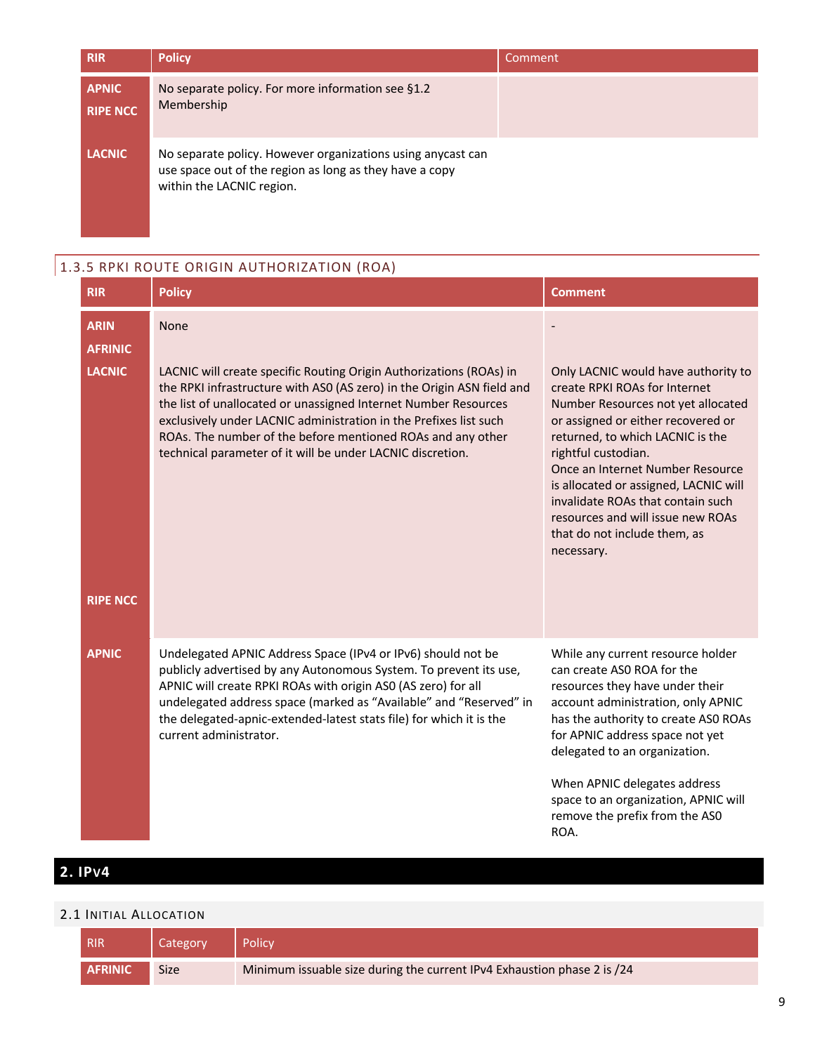| RIR | Policy | Comment |
|---|---|---|
| APNIC<br>RIPE NCC | No separate policy. For more information see §1.2 Membership | |
| LACNIC | No separate policy. However organizations using anycast can use space out of the region as long as they have a copy within the LACNIC region. | |

### 1.3.5 RPKI Route Origin Authorization (ROA)

| RIR | Policy | Comment |
|---|---|---|
| ARIN<br>AFRINIC | None | - |
| LACNIC | LACNIC will create specific Routing Origin Authorizations (ROAs) in the RPKI infrastructure with AS0 (AS zero) in the Origin ASN field and the list of unallocated or unassigned Internet Number Resources exclusively under LACNIC administration in the Prefixes list such ROAs. The number of the before mentioned ROAs and any other technical parameter of it will be under LACNIC discretion. | Only LACNIC would have authority to create RPKI ROAs for Internet Number Resources not yet allocated or assigned or either recovered or returned, to which LACNIC is the rightful custodian.<br>Once an Internet Number Resource is allocated or assigned, LACNIC will invalidate ROAs that contain such resources and will issue new ROAs that do not include them, as necessary. |
| RIPE NCC | | |
| APNIC | Undelegated APNIC Address Space (IPv4 or IPv6) should not be publicly advertised by any Autonomous System. To prevent its use, APNIC will create RPKI ROAs with origin AS0 (AS zero) for all undelegated address space (marked as "Available" and "Reserved" in the delegated-apnic-extended-latest stats file) for which it is the current administrator. | While any current resource holder can create AS0 ROA for the resources they have under their account administration, only APNIC has the authority to create AS0 ROAs for APNIC address space not yet delegated to an organization.<br><br>When APNIC delegates address space to an organization, APNIC will remove the prefix from the AS0 ROA. |

# 2. IPv4

## 2.1 Initial Allocation

| RIR | Category | Policy |
|---|---|---|
| AFRINIC | Size | Minimum issuable size during the current IPv4 Exhaustion phase 2 is /24 |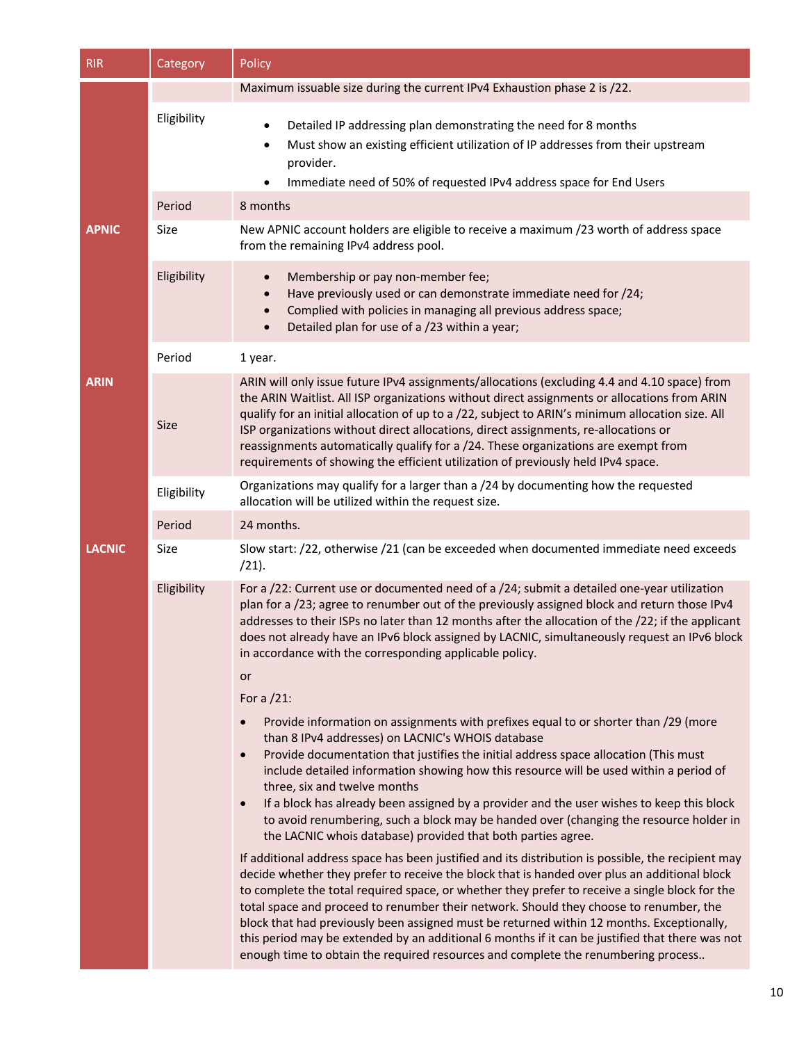| RIR | Category | Policy |
|---|---|---|
| APNIC | | Maximum issuable size during the current IPv4 Exhaustion phase 2 is /22. |
| | Eligibility | • Detailed IP addressing plan demonstrating the need for 8 months<br>• Must show an existing efficient utilization of IP addresses from their upstream provider.<br>• Immediate need of 50% of requested IPv4 address space for End Users |
| | Period | 8 months |
| | Size | New APNIC account holders are eligible to receive a maximum /23 worth of address space from the remaining IPv4 address pool. |
| | Eligibility | • Membership or pay non-member fee;<br>• Have previously used or can demonstrate immediate need for /24;<br>• Complied with policies in managing all previous address space;<br>• Detailed plan for use of a /23 within a year; |
| | Period | 1 year. |
| ARIN | Size | ARIN will only issue future IPv4 assignments/allocations (excluding 4.4 and 4.10 space) from the ARIN Waitlist. All ISP organizations without direct assignments or allocations from ARIN qualify for an initial allocation of up to a /22, subject to ARIN's minimum allocation size. All ISP organizations without direct allocations, direct assignments, re-allocations or reassignments automatically qualify for a /24. These organizations are exempt from requirements of showing the efficient utilization of previously held IPv4 space. |
| | Eligibility | Organizations may qualify for a larger than a /24 by documenting how the requested allocation will be utilized within the request size. |
| | Period | 24 months. |
| LACNIC | Size | Slow start: /22, otherwise /21 (can be exceeded when documented immediate need exceeds /21). |
| | Eligibility | For a /22: Current use or documented need of a /24; submit a detailed one-year utilization plan for a /23; agree to renumber out of the previously assigned block and return those IPv4 addresses to their ISPs no later than 12 months after the allocation of the /22; if the applicant does not already have an IPv6 block assigned by LACNIC, simultaneously request an IPv6 block in accordance with the corresponding applicable policy.<br><br>or<br><br>For a /21:<br>• Provide information on assignments with prefixes equal to or shorter than /29 (more than 8 IPv4 addresses) on LACNIC's WHOIS database<br>• Provide documentation that justifies the initial address space allocation (This must include detailed information showing how this resource will be used within a period of three, six and twelve months<br>• If a block has already been assigned by a provider and the user wishes to keep this block to avoid renumbering, such a block may be handed over (changing the resource holder in the LACNIC whois database) provided that both parties agree.<br><br>If additional address space has been justified and its distribution is possible, the recipient may decide whether they prefer to receive the block that is handed over plus an additional block to complete the total required space, or whether they prefer to receive a single block for the total space and proceed to renumber their network. Should they choose to renumber, the block that had previously been assigned must be returned within 12 months. Exceptionally, this period may be extended by an additional 6 months if it can be justified that there was not enough time to obtain the required resources and complete the renumbering process.. |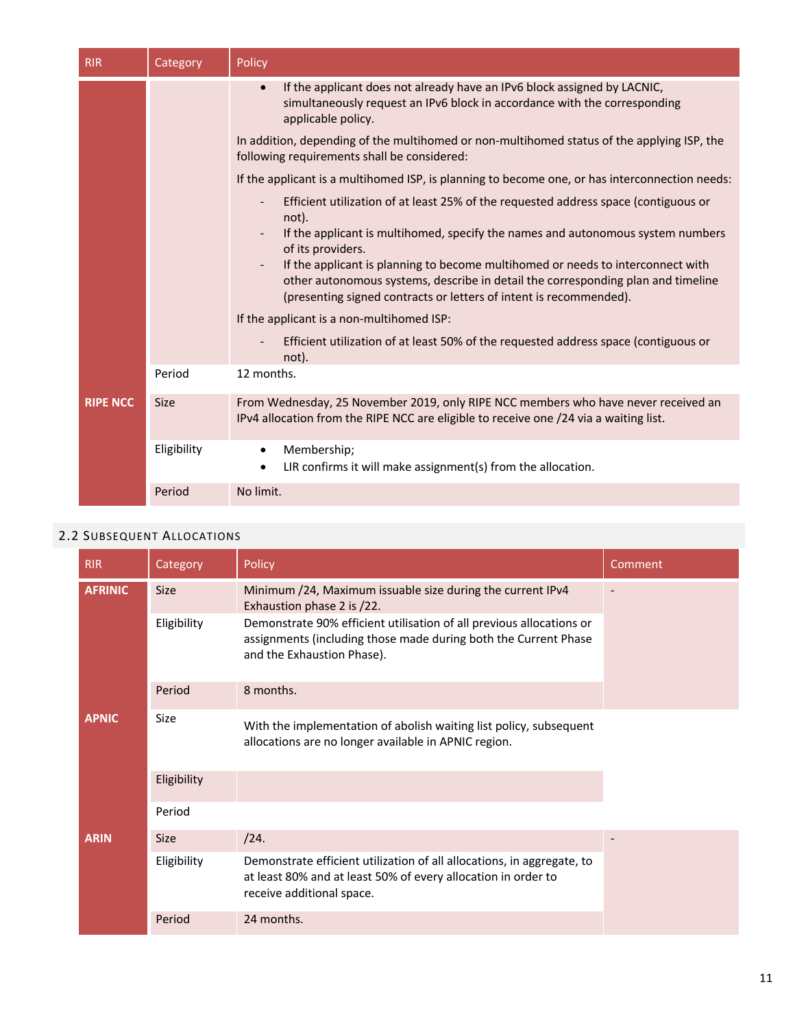| RIR | Category | Policy |
| --- | --- | --- |
| | | • If the applicant does not already have an IPv6 block assigned by LACNIC, simultaneously request an IPv6 block in accordance with the corresponding applicable policy.<br><br>In addition, depending of the multihomed or non-multihomed status of the applying ISP, the following requirements shall be considered:<br><br>If the applicant is a multihomed ISP, is planning to become one, or has interconnection needs:<br><br>- Efficient utilization of at least 25% of the requested address space (contiguous or not).<br>- If the applicant is multihomed, specify the names and autonomous system numbers of its providers.<br>- If the applicant is planning to become multihomed or needs to interconnect with other autonomous systems, describe in detail the corresponding plan and timeline (presenting signed contracts or letters of intent is recommended).<br><br>If the applicant is a non-multihomed ISP:<br><br>- Efficient utilization of at least 50% of the requested address space (contiguous or not). |
| | Period | 12 months. |
| **RIPE NCC** | Size | From Wednesday, 25 November 2019, only RIPE NCC members who have never received an IPv4 allocation from the RIPE NCC are eligible to receive one /24 via a waiting list. |
| | Eligibility | • Membership;<br>• LIR confirms it will make assignment(s) from the allocation. |
| | Period | No limit. |

## 2.2 Subsequent Allocations

| RIR | Category | Policy | Comment |
| --- | --- | --- | --- |
| **AFRINIC** | Size | Minimum /24, Maximum issuable size during the current IPv4 Exhaustion phase 2 is /22. | - |
| | Eligibility | Demonstrate 90% efficient utilisation of all previous allocations or assignments (including those made during both the Current Phase and the Exhaustion Phase). | |
| | Period | 8 months. | |
| **APNIC** | Size | With the implementation of abolish waiting list policy, subsequent allocations are no longer available in APNIC region. | |
| | Eligibility | | |
| | Period | | |
| **ARIN** | Size | /24. | - |
| | Eligibility | Demonstrate efficient utilization of all allocations, in aggregate, to at least 80% and at least 50% of every allocation in order to receive additional space. | |
| | Period | 24 months. | |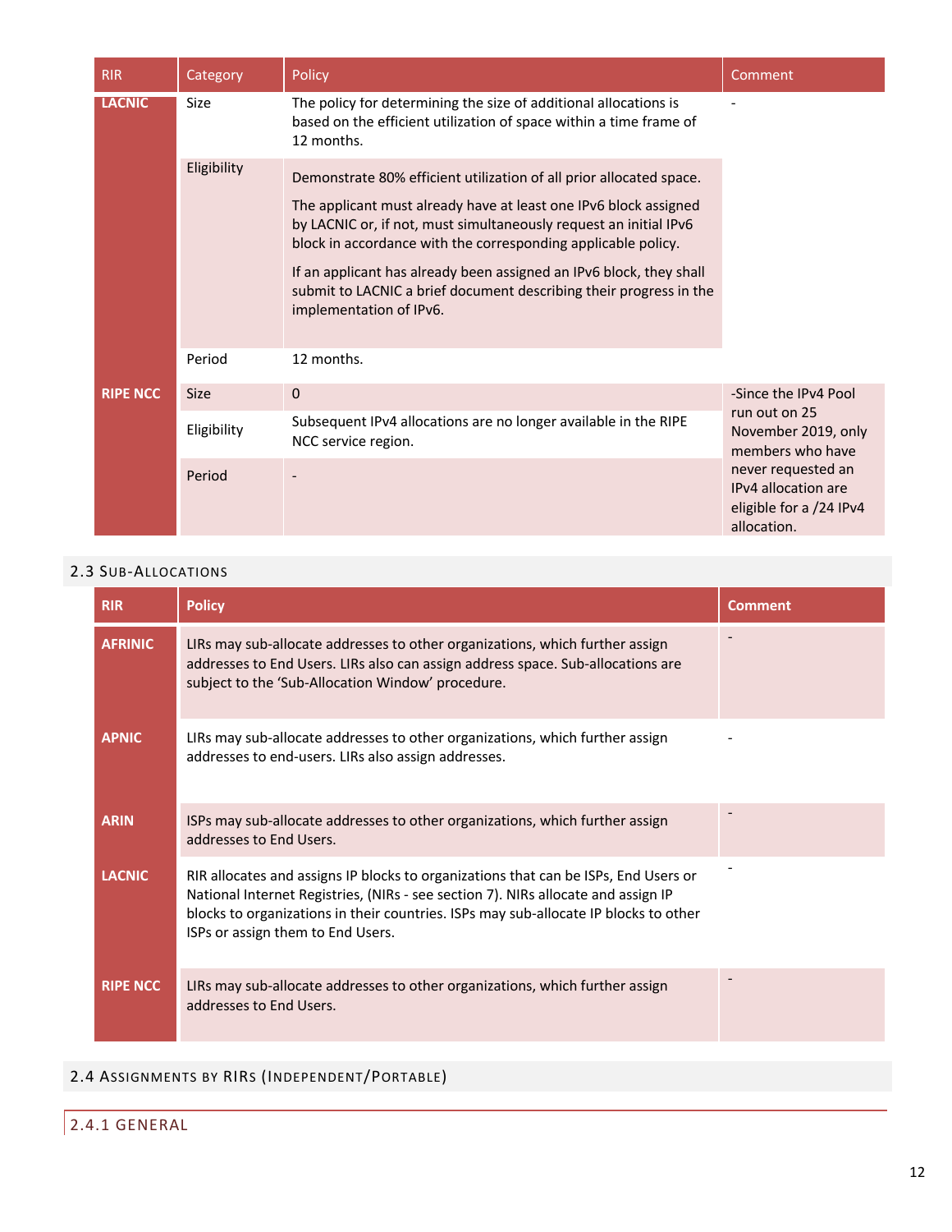| RIR | Category | Policy | Comment |
|---|---|---|---|
| LACNIC | Size | The policy for determining the size of additional allocations is based on the efficient utilization of space within a time frame of 12 months. | - |
| | Eligibility | Demonstrate 80% efficient utilization of all prior allocated space. The applicant must already have at least one IPv6 block assigned by LACNIC or, if not, must simultaneously request an initial IPv6 block in accordance with the corresponding applicable policy. If an applicant has already been assigned an IPv6 block, they shall submit to LACNIC a brief document describing their progress in the implementation of IPv6. | |
| | Period | 12 months. | |
| RIPE NCC | Size | 0 | -Since the IPv4 Pool run out on 25 November 2019, only members who have never requested an IPv4 allocation are eligible for a /24 IPv4 allocation. |
| | Eligibility | Subsequent IPv4 allocations are no longer available in the RIPE NCC service region. | |
| | Period | - | |

## 2.3 Sub-Allocations

| RIR | Policy | Comment |
|---|---|---|
| AFRINIC | LIRs may sub-allocate addresses to other organizations, which further assign addresses to End Users. LIRs also can assign address space. Sub-allocations are subject to the 'Sub-Allocation Window' procedure. | - |
| APNIC | LIRs may sub-allocate addresses to other organizations, which further assign addresses to end-users. LIRs also assign addresses. | - |
| ARIN | ISPs may sub-allocate addresses to other organizations, which further assign addresses to End Users. | - |
| LACNIC | RIR allocates and assigns IP blocks to organizations that can be ISPs, End Users or National Internet Registries, (NIRs - see section 7). NIRs allocate and assign IP blocks to organizations in their countries. ISPs may sub-allocate IP blocks to other ISPs or assign them to End Users. | - |
| RIPE NCC | LIRs may sub-allocate addresses to other organizations, which further assign addresses to End Users. | - |

## 2.4 Assignments by RIRs (Independent/Portable)

### 2.4.1 General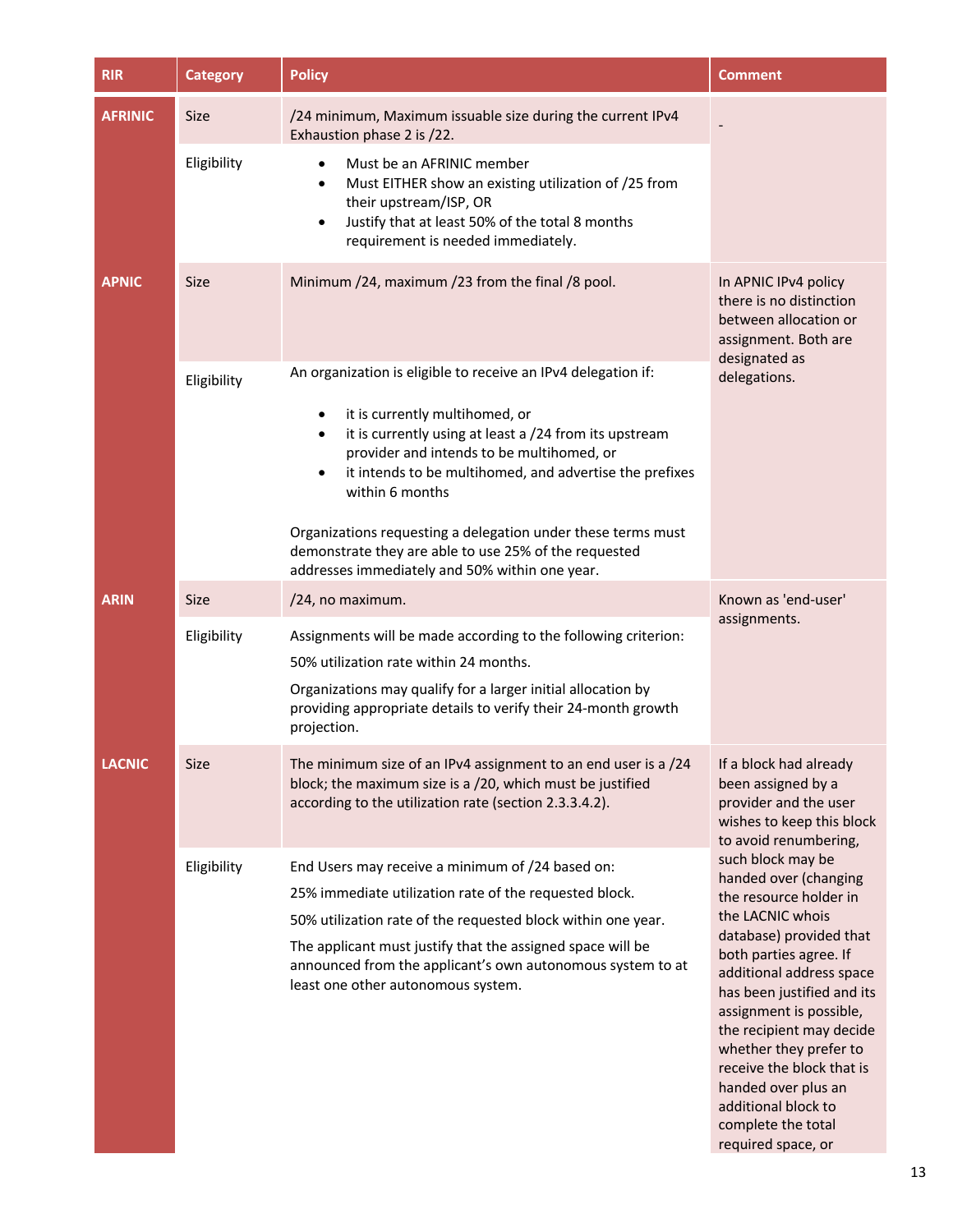| RIR | Category | Policy | Comment |
| --- | --- | --- | --- |
| **AFRINIC** | Size | /24 minimum, Maximum issuable size during the current IPv4 Exhaustion phase 2 is /22. | - |
| | Eligibility | • Must be an AFRINIC member<br>• Must EITHER show an existing utilization of /25 from their upstream/ISP, OR<br>• Justify that at least 50% of the total 8 months requirement is needed immediately. | |
| **APNIC** | Size | Minimum /24, maximum /23 from the final /8 pool. | In APNIC IPv4 policy there is no distinction between allocation or assignment. Both are designated as delegations. |
| | Eligibility | An organization is eligible to receive an IPv4 delegation if:<br>• it is currently multihomed, or<br>• it is currently using at least a /24 from its upstream provider and intends to be multihomed, or<br>• it intends to be multihomed, and advertise the prefixes within 6 months<br><br>Organizations requesting a delegation under these terms must demonstrate they are able to use 25% of the requested addresses immediately and 50% within one year. | |
| **ARIN** | Size | /24, no maximum. | Known as 'end-user' assignments. |
| | Eligibility | Assignments will be made according to the following criterion:<br>50% utilization rate within 24 months.<br>Organizations may qualify for a larger initial allocation by providing appropriate details to verify their 24-month growth projection. | |
| **LACNIC** | Size | The minimum size of an IPv4 assignment to an end user is a /24 block; the maximum size is a /20, which must be justified according to the utilization rate (section 2.3.3.4.2). | If a block had already been assigned by a provider and the user wishes to keep this block to avoid renumbering, such block may be handed over (changing the resource holder in the LACNIC whois database) provided that both parties agree. If additional address space has been justified and its assignment is possible, the recipient may decide whether they prefer to receive the block that is handed over plus an additional block to complete the total required space, or |
| | Eligibility | End Users may receive a minimum of /24 based on:<br>25% immediate utilization rate of the requested block.<br>50% utilization rate of the requested block within one year.<br>The applicant must justify that the assigned space will be announced from the applicant's own autonomous system to at least one other autonomous system. | |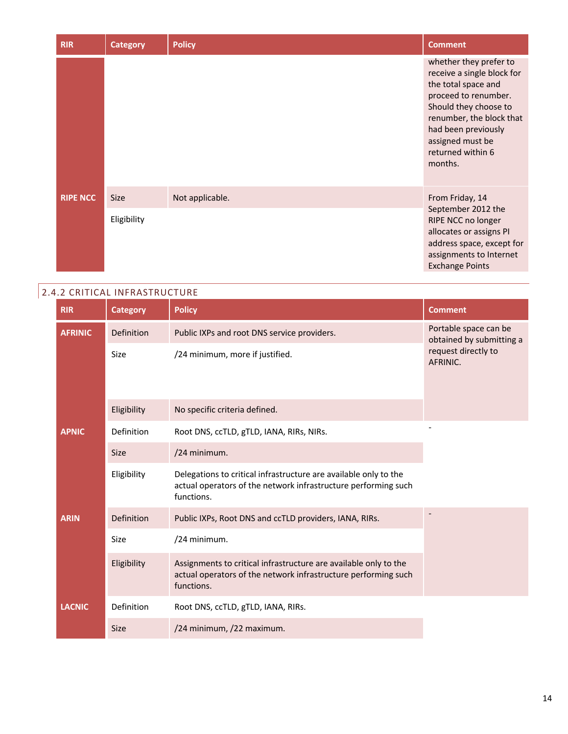| RIR | Category | Policy | Comment |
|---|---|---|---|
| | | | whether they prefer to receive a single block for the total space and proceed to renumber. Should they choose to renumber, the block that had been previously assigned must be returned within 6 months. |
| RIPE NCC | Size | Not applicable. | From Friday, 14 September 2012 the RIPE NCC no longer allocates or assigns PI address space, except for assignments to Internet Exchange Points |
| | Eligibility | | |

### 2.4.2 CRITICAL INFRASTRUCTURE

| RIR | Category | Policy | Comment |
|---|---|---|---|
| AFRINIC | Definition | Public IXPs and root DNS service providers. | Portable space can be obtained by submitting a request directly to AFRINIC. |
| | Size | /24 minimum, more if justified. | |
| | Eligibility | No specific criteria defined. | |
| APNIC | Definition | Root DNS, ccTLD, gTLD, IANA, RIRs, NIRs. | - |
| | Size | /24 minimum. | |
| | Eligibility | Delegations to critical infrastructure are available only to the actual operators of the network infrastructure performing such functions. | |
| ARIN | Definition | Public IXPs, Root DNS and ccTLD providers, IANA, RIRs. | - |
| | Size | /24 minimum. | |
| | Eligibility | Assignments to critical infrastructure are available only to the actual operators of the network infrastructure performing such functions. | |
| LACNIC | Definition | Root DNS, ccTLD, gTLD, IANA, RIRs. | |
| | Size | /24 minimum, /22 maximum. | |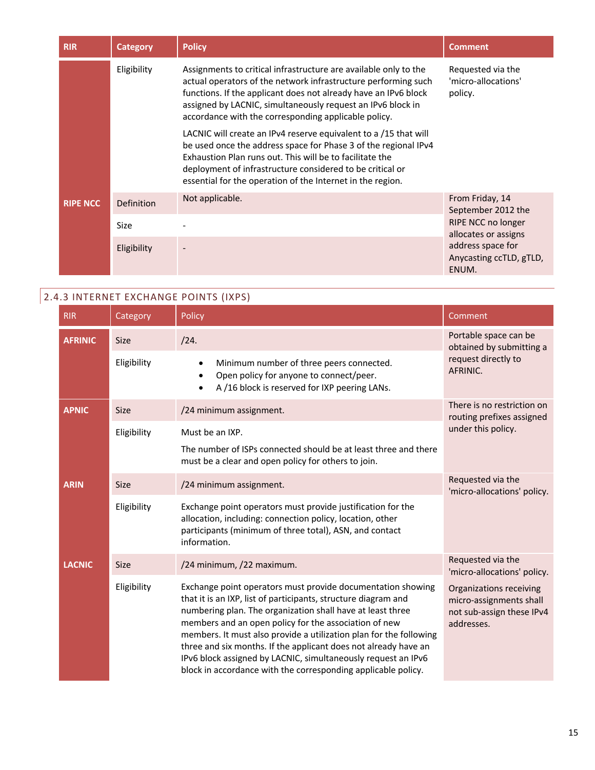| RIR | Category | Policy | Comment |
| --- | --- | --- | --- |
| | Eligibility | Assignments to critical infrastructure are available only to the actual operators of the network infrastructure performing such functions. If the applicant does not already have an IPv6 block assigned by LACNIC, simultaneously request an IPv6 block in accordance with the corresponding applicable policy.<br><br>LACNIC will create an IPv4 reserve equivalent to a /15 that will be used once the address space for Phase 3 of the regional IPv4 Exhaustion Plan runs out. This will be to facilitate the deployment of infrastructure considered to be critical or essential for the operation of the Internet in the region. | Requested via the 'micro-allocations' policy. |
| **RIPE NCC** | Definition | Not applicable. | From Friday, 14 September 2012 the RIPE NCC no longer allocates or assigns address space for Anycasting ccTLD, gTLD, ENUM. |
| | Size | - | |
| | Eligibility | - | |

## 2.4.3 INTERNET EXCHANGE POINTS (IXPS)

| RIR | Category | Policy | Comment |
| --- | --- | --- | --- |
| **AFRINIC** | Size | /24. | Portable space can be obtained by submitting a request directly to AFRINIC. |
| | Eligibility | • Minimum number of three peers connected.<br>• Open policy for anyone to connect/peer.<br>• A /16 block is reserved for IXP peering LANs. | |
| **APNIC** | Size | /24 minimum assignment. | There is no restriction on routing prefixes assigned under this policy. |
| | Eligibility | Must be an IXP.<br><br>The number of ISPs connected should be at least three and there must be a clear and open policy for others to join. | |
| **ARIN** | Size | /24 minimum assignment. | Requested via the 'micro-allocations' policy. |
| | Eligibility | Exchange point operators must provide justification for the allocation, including: connection policy, location, other participants (minimum of three total), ASN, and contact information. | |
| **LACNIC** | Size | /24 minimum, /22 maximum. | Requested via the 'micro-allocations' policy.<br><br>Organizations receiving micro-assignments shall not sub-assign these IPv4 addresses. |
| | Eligibility | Exchange point operators must provide documentation showing that it is an IXP, list of participants, structure diagram and numbering plan. The organization shall have at least three members and an open policy for the association of new members. It must also provide a utilization plan for the following three and six months. If the applicant does not already have an IPv6 block assigned by LACNIC, simultaneously request an IPv6 block in accordance with the corresponding applicable policy. | |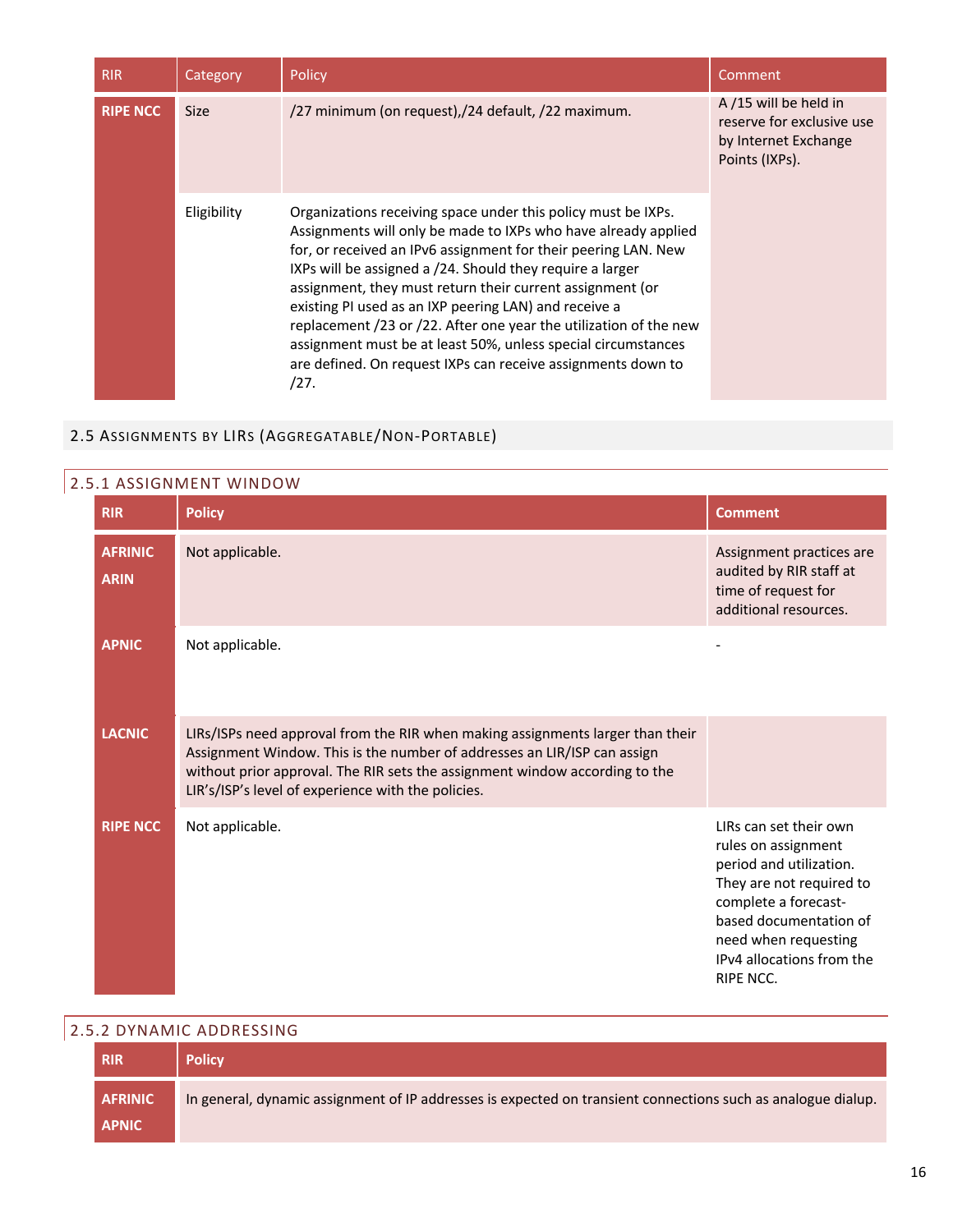| RIR | Category | Policy | Comment |
| --- | --- | --- | --- |
| **RIPE NCC** | Size | /27 minimum (on request),/24 default, /22 maximum. | A /15 will be held in reserve for exclusive use by Internet Exchange Points (IXPs). |
| | Eligibility | Organizations receiving space under this policy must be IXPs. Assignments will only be made to IXPs who have already applied for, or received an IPv6 assignment for their peering LAN. New IXPs will be assigned a /24. Should they require a larger assignment, they must return their current assignment (or existing PI used as an IXP peering LAN) and receive a replacement /23 or /22. After one year the utilization of the new assignment must be at least 50%, unless special circumstances are defined. On request IXPs can receive assignments down to /27. | |

## 2.5 Assignments by LIRs (Aggregatable/Non-Portable)

### 2.5.1 ASSIGNMENT WINDOW

| RIR | Policy | Comment |
| --- | --- | --- |
| **AFRINIC**<br>**ARIN** | Not applicable. | Assignment practices are audited by RIR staff at time of request for additional resources. |
| **APNIC** | Not applicable. | - |
| **LACNIC** | LIRs/ISPs need approval from the RIR when making assignments larger than their Assignment Window. This is the number of addresses an LIR/ISP can assign without prior approval. The RIR sets the assignment window according to the LIR's/ISP's level of experience with the policies. | |
| **RIPE NCC** | Not applicable. | LIRs can set their own rules on assignment period and utilization. They are not required to complete a forecast-based documentation of need when requesting IPv4 allocations from the RIPE NCC. |

### 2.5.2 DYNAMIC ADDRESSING

| RIR | Policy |
| --- | --- |
| **AFRINIC**<br>**APNIC** | In general, dynamic assignment of IP addresses is expected on transient connections such as analogue dialup. |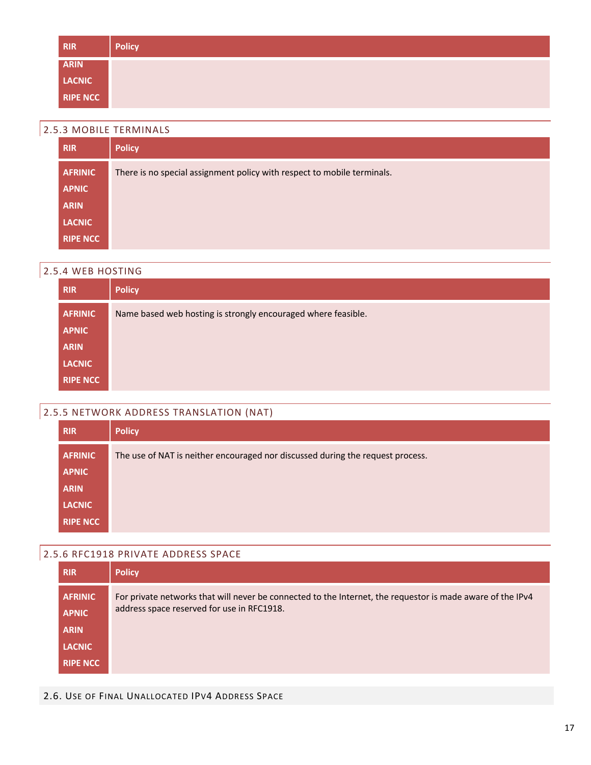| RIR | Policy |
| --- | --- |
| ARIN<br>LACNIC<br>RIPE NCC | |

### 2.5.3 MOBILE TERMINALS

| RIR | Policy |
| --- | --- |
| AFRINIC<br>APNIC<br>ARIN<br>LACNIC<br>RIPE NCC | There is no special assignment policy with respect to mobile terminals. |

### 2.5.4 WEB HOSTING

| RIR | Policy |
| --- | --- |
| AFRINIC<br>APNIC<br>ARIN<br>LACNIC<br>RIPE NCC | Name based web hosting is strongly encouraged where feasible. |

### 2.5.5 NETWORK ADDRESS TRANSLATION (NAT)

| RIR | Policy |
| --- | --- |
| AFRINIC<br>APNIC<br>ARIN<br>LACNIC<br>RIPE NCC | The use of NAT is neither encouraged nor discussed during the request process. |

### 2.5.6 RFC1918 PRIVATE ADDRESS SPACE

| RIR | Policy |
| --- | --- |
| AFRINIC<br>APNIC<br>ARIN<br>LACNIC<br>RIPE NCC | For private networks that will never be connected to the Internet, the requestor is made aware of the IPv4 address space reserved for use in RFC1918. |

## 2.6. Use of Final Unallocated IPv4 Address Space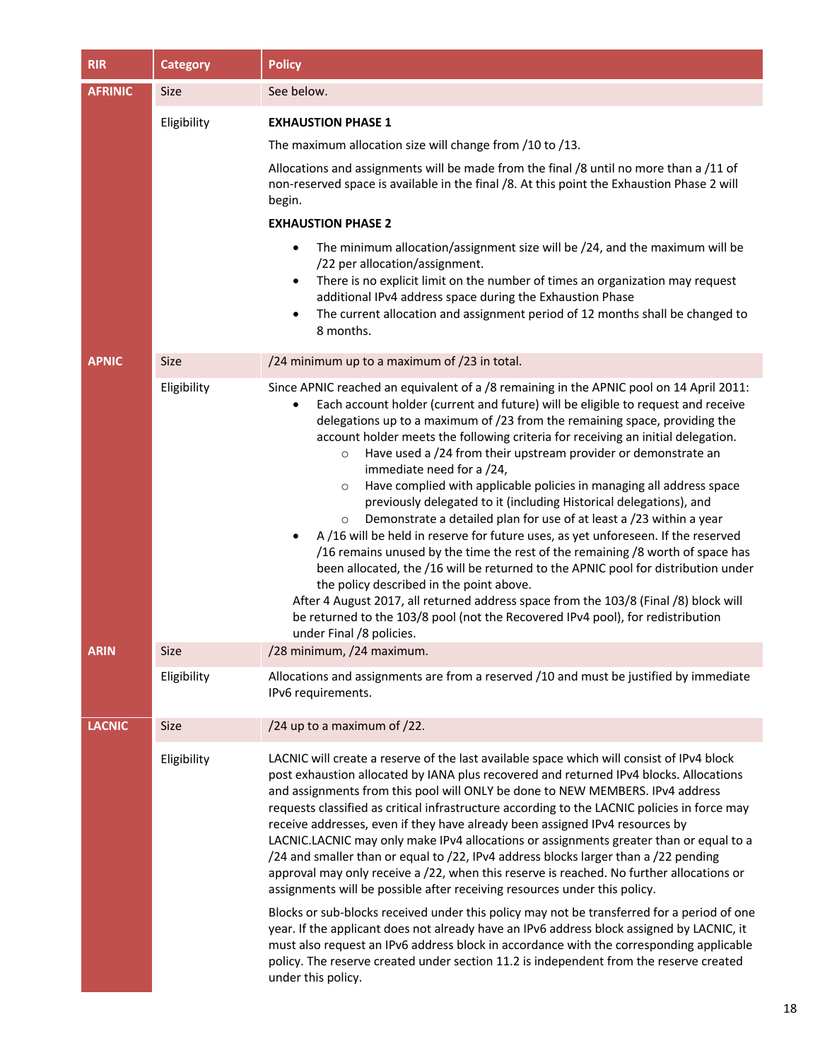| RIR | Category | Policy |
| --- | --- | --- |
| AFRINIC | Size | See below. |
| | Eligibility | **EXHAUSTION PHASE 1**<br><br>The maximum allocation size will change from /10 to /13.<br><br>Allocations and assignments will be made from the final /8 until no more than a /11 of non-reserved space is available in the final /8. At this point the Exhaustion Phase 2 will begin.<br><br>**EXHAUSTION PHASE 2**<br><br>• The minimum allocation/assignment size will be /24, and the maximum will be /22 per allocation/assignment.<br>• There is no explicit limit on the number of times an organization may request additional IPv4 address space during the Exhaustion Phase<br>• The current allocation and assignment period of 12 months shall be changed to 8 months. |
| APNIC | Size | /24 minimum up to a maximum of /23 in total. |
| | Eligibility | Since APNIC reached an equivalent of a /8 remaining in the APNIC pool on 14 April 2011:<br>• Each account holder (current and future) will be eligible to request and receive delegations up to a maximum of /23 from the remaining space, providing the account holder meets the following criteria for receiving an initial delegation.<br>  ○ Have used a /24 from their upstream provider or demonstrate an immediate need for a /24,<br>  ○ Have complied with applicable policies in managing all address space previously delegated to it (including Historical delegations), and<br>  ○ Demonstrate a detailed plan for use of at least a /23 within a year<br>• A /16 will be held in reserve for future uses, as yet unforeseen. If the reserved /16 remains unused by the time the rest of the remaining /8 worth of space has been allocated, the /16 will be returned to the APNIC pool for distribution under the policy described in the point above.<br>After 4 August 2017, all returned address space from the 103/8 (Final /8) block will be returned to the 103/8 pool (not the Recovered IPv4 pool), for redistribution under Final /8 policies. |
| ARIN | Size | /28 minimum, /24 maximum. |
| | Eligibility | Allocations and assignments are from a reserved /10 and must be justified by immediate IPv6 requirements. |
| LACNIC | Size | /24 up to a maximum of /22. |
| | Eligibility | LACNIC will create a reserve of the last available space which will consist of IPv4 block post exhaustion allocated by IANA plus recovered and returned IPv4 blocks. Allocations and assignments from this pool will ONLY be done to NEW MEMBERS. IPv4 address requests classified as critical infrastructure according to the LACNIC policies in force may receive addresses, even if they have already been assigned IPv4 resources by LACNIC.LACNIC may only make IPv4 allocations or assignments greater than or equal to a /24 and smaller than or equal to /22, IPv4 address blocks larger than a /22 pending approval may only receive a /22, when this reserve is reached. No further allocations or assignments will be possible after receiving resources under this policy.<br><br>Blocks or sub-blocks received under this policy may not be transferred for a period of one year. If the applicant does not already have an IPv6 address block assigned by LACNIC, it must also request an IPv6 address block in accordance with the corresponding applicable policy. The reserve created under section 11.2 is independent from the reserve created under this policy. |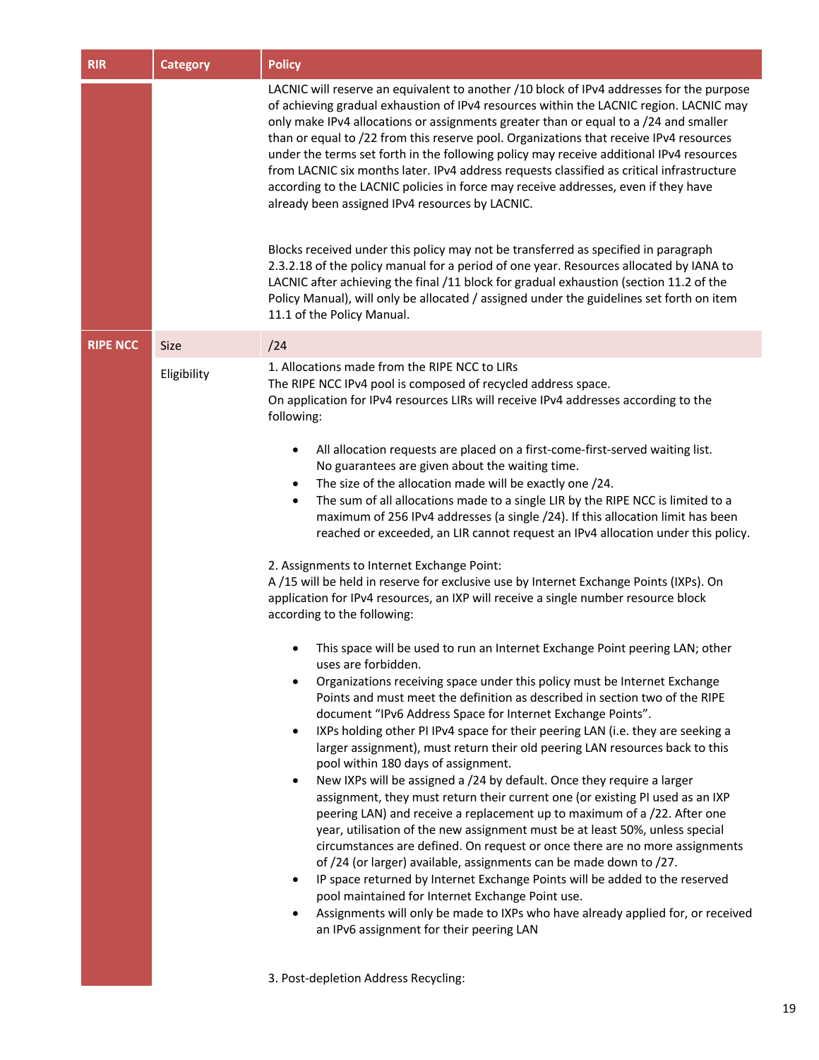| RIR | Category | Policy |
|---|---|---|
| | | LACNIC will reserve an equivalent to another /10 block of IPv4 addresses for the purpose of achieving gradual exhaustion of IPv4 resources within the LACNIC region. LACNIC may only make IPv4 allocations or assignments greater than or equal to a /24 and smaller than or equal to /22 from this reserve pool. Organizations that receive IPv4 resources under the terms set forth in the following policy may receive additional IPv4 resources from LACNIC six months later. IPv4 address requests classified as critical infrastructure according to the LACNIC policies in force may receive addresses, even if they have already been assigned IPv4 resources by LACNIC.<br><br>Blocks received under this policy may not be transferred as specified in paragraph 2.3.2.18 of the policy manual for a period of one year. Resources allocated by IANA to LACNIC after achieving the final /11 block for gradual exhaustion (section 11.2 of the Policy Manual), will only be allocated / assigned under the guidelines set forth on item 11.1 of the Policy Manual. |
| **RIPE NCC** | Size | /24 |
| | Eligibility | 1. Allocations made from the RIPE NCC to LIRs<br>The RIPE NCC IPv4 pool is composed of recycled address space.<br>On application for IPv4 resources LIRs will receive IPv4 addresses according to the following:<br><br>• All allocation requests are placed on a first-come-first-served waiting list. No guarantees are given about the waiting time.<br>• The size of the allocation made will be exactly one /24.<br>• The sum of all allocations made to a single LIR by the RIPE NCC is limited to a maximum of 256 IPv4 addresses (a single /24). If this allocation limit has been reached or exceeded, an LIR cannot request an IPv4 allocation under this policy.<br><br>2. Assignments to Internet Exchange Point:<br>A /15 will be held in reserve for exclusive use by Internet Exchange Points (IXPs). On application for IPv4 resources, an IXP will receive a single number resource block according to the following:<br><br>• This space will be used to run an Internet Exchange Point peering LAN; other uses are forbidden.<br>• Organizations receiving space under this policy must be Internet Exchange Points and must meet the definition as described in section two of the RIPE document "IPv6 Address Space for Internet Exchange Points".<br>• IXPs holding other PI IPv4 space for their peering LAN (i.e. they are seeking a larger assignment), must return their old peering LAN resources back to this pool within 180 days of assignment.<br>• New IXPs will be assigned a /24 by default. Once they require a larger assignment, they must return their current one (or existing PI used as an IXP peering LAN) and receive a replacement up to maximum of a /22. After one year, utilisation of the new assignment must be at least 50%, unless special circumstances are defined. On request or once there are no more assignments of /24 (or larger) available, assignments can be made down to /27.<br>• IP space returned by Internet Exchange Points will be added to the reserved pool maintained for Internet Exchange Point use.<br>• Assignments will only be made to IXPs who have already applied for, or received an IPv6 assignment for their peering LAN<br><br>3. Post-depletion Address Recycling: |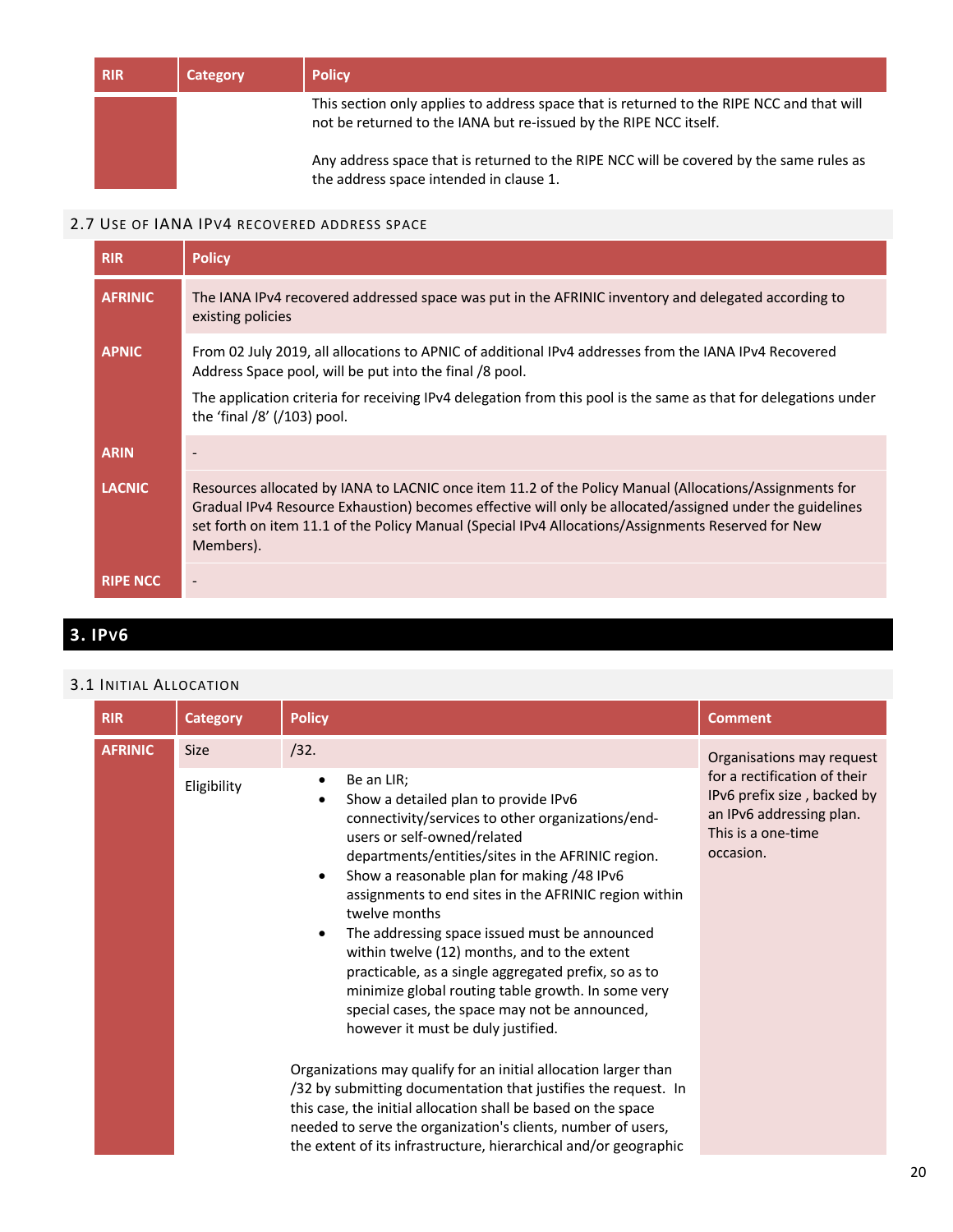| RIR | Category | Policy |
|---|---|---|
| | | This section only applies to address space that is returned to the RIPE NCC and that will not be returned to the IANA but re-issued by the RIPE NCC itself.<br><br>Any address space that is returned to the RIPE NCC will be covered by the same rules as the address space intended in clause 1. |

## 2.7 Use of IANA IPv4 recovered address space

| RIR | Policy |
|---|---|
| AFRINIC | The IANA IPv4 recovered addressed space was put in the AFRINIC inventory and delegated according to existing policies |
| APNIC | From 02 July 2019, all allocations to APNIC of additional IPv4 addresses from the IANA IPv4 Recovered Address Space pool, will be put into the final /8 pool.<br><br>The application criteria for receiving IPv4 delegation from this pool is the same as that for delegations under the 'final /8' (/103) pool. |
| ARIN | - |
| LACNIC | Resources allocated by IANA to LACNIC once item 11.2 of the Policy Manual (Allocations/Assignments for Gradual IPv4 Resource Exhaustion) becomes effective will only be allocated/assigned under the guidelines set forth on item 11.1 of the Policy Manual (Special IPv4 Allocations/Assignments Reserved for New Members). |
| RIPE NCC | - |

# 3. IPv6

## 3.1 Initial Allocation

| RIR | Category | Policy | Comment |
|---|---|---|---|
| AFRINIC | Size | /32. | Organisations may request for a rectification of their IPv6 prefix size , backed by an IPv6 addressing plan. This is a one-time occasion. |
| | Eligibility | • Be an LIR;<br>• Show a detailed plan to provide IPv6 connectivity/services to other organizations/end-users or self-owned/related departments/entities/sites in the AFRINIC region.<br>• Show a reasonable plan for making /48 IPv6 assignments to end sites in the AFRINIC region within twelve months<br>• The addressing space issued must be announced within twelve (12) months, and to the extent practicable, as a single aggregated prefix, so as to minimize global routing table growth. In some very special cases, the space may not be announced, however it must be duly justified.<br><br>Organizations may qualify for an initial allocation larger than /32 by submitting documentation that justifies the request. In this case, the initial allocation shall be based on the space needed to serve the organization's clients, number of users, the extent of its infrastructure, hierarchical and/or geographic | |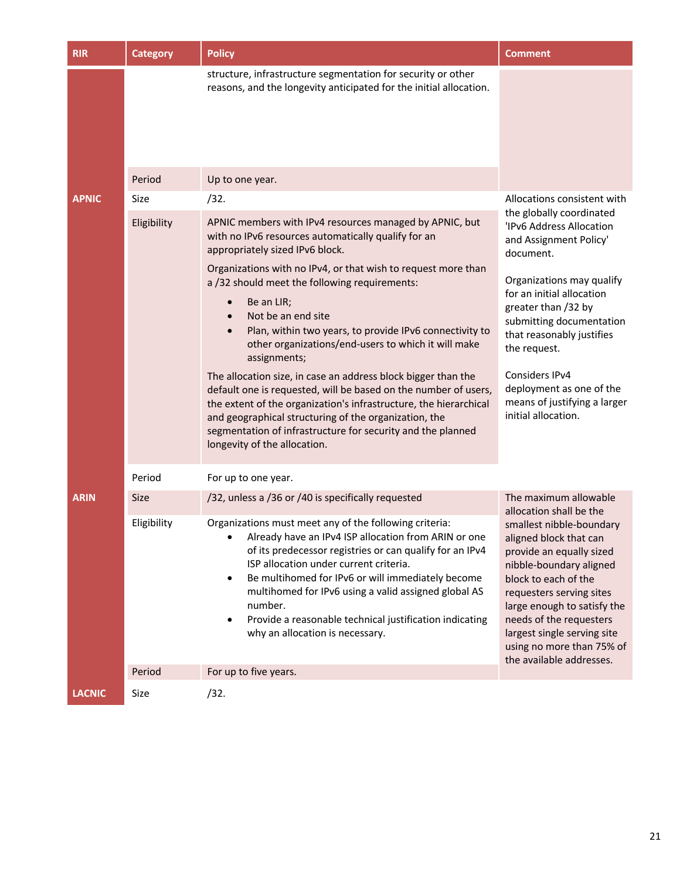| RIR | Category | Policy | Comment |
|---|---|---|---|
| | | structure, infrastructure segmentation for security or other reasons, and the longevity anticipated for the initial allocation. | |
| | Period | Up to one year. | |
| APNIC | Size | /32. | Allocations consistent with the globally coordinated 'IPv6 Address Allocation and Assignment Policy' document.<br><br>Organizations may qualify for an initial allocation greater than /32 by submitting documentation that reasonably justifies the request.<br><br>Considers IPv4 deployment as one of the means of justifying a larger initial allocation. |
| | Eligibility | APNIC members with IPv4 resources managed by APNIC, but with no IPv6 resources automatically qualify for an appropriately sized IPv6 block.<br><br>Organizations with no IPv4, or that wish to request more than a /32 should meet the following requirements:<br>• Be an LIR;<br>• Not be an end site<br>• Plan, within two years, to provide IPv6 connectivity to other organizations/end-users to which it will make assignments;<br><br>The allocation size, in case an address block bigger than the default one is requested, will be based on the number of users, the extent of the organization's infrastructure, the hierarchical and geographical structuring of the organization, the segmentation of infrastructure for security and the planned longevity of the allocation. | |
| | Period | For up to one year. | |
| ARIN | Size | /32, unless a /36 or /40 is specifically requested | The maximum allowable allocation shall be the smallest nibble-boundary aligned block that can provide an equally sized nibble-boundary aligned block to each of the requesters serving sites large enough to satisfy the needs of the requesters largest single serving site using no more than 75% of the available addresses. |
| | Eligibility | Organizations must meet any of the following criteria:<br>• Already have an IPv4 ISP allocation from ARIN or one of its predecessor registries or can qualify for an IPv4 ISP allocation under current criteria.<br>• Be multihomed for IPv6 or will immediately become multihomed for IPv6 using a valid assigned global AS number.<br>• Provide a reasonable technical justification indicating why an allocation is necessary. | |
| | Period | For up to five years. | |
| LACNIC | Size | /32. | |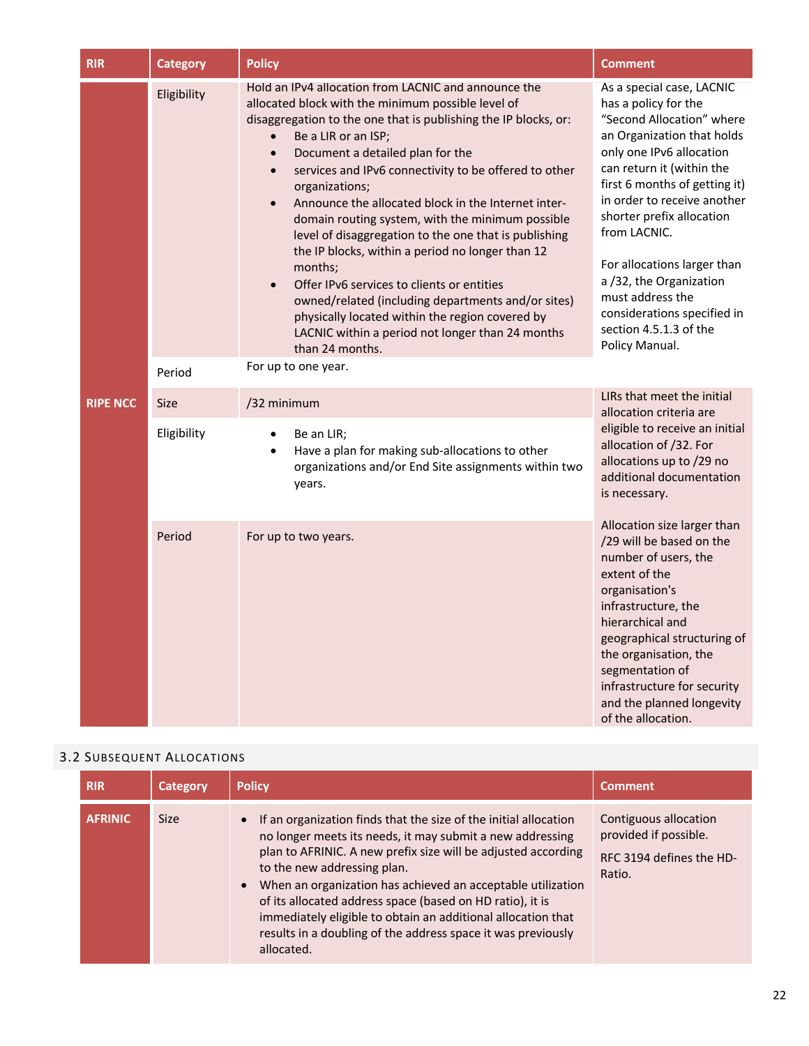| RIR | Category | Policy | Comment |
|---|---|---|---|
| | Eligibility | Hold an IPv4 allocation from LACNIC and announce the allocated block with the minimum possible level of disaggregation to the one that is publishing the IP blocks, or:<br>• Be a LIR or an ISP;<br>• Document a detailed plan for the<br>• services and IPv6 connectivity to be offered to other organizations;<br>• Announce the allocated block in the Internet inter-domain routing system, with the minimum possible level of disaggregation to the one that is publishing the IP blocks, within a period no longer than 12 months;<br>• Offer IPv6 services to clients or entities owned/related (including departments and/or sites) physically located within the region covered by LACNIC within a period not longer than 24 months than 24 months. | As a special case, LACNIC has a policy for the "Second Allocation" where an Organization that holds only one IPv6 allocation can return it (within the first 6 months of getting it) in order to receive another shorter prefix allocation from LACNIC.<br><br>For allocations larger than a /32, the Organization must address the considerations specified in section 4.5.1.3 of the Policy Manual. |
| | Period | For up to one year. | |
| RIPE NCC | Size | /32 minimum | LIRs that meet the initial allocation criteria are eligible to receive an initial allocation of /32. For allocations up to /29 no additional documentation is necessary.<br><br>Allocation size larger than /29 will be based on the number of users, the extent of the organisation's infrastructure, the hierarchical and geographical structuring of the organisation, the segmentation of infrastructure for security and the planned longevity of the allocation. |
| | Eligibility | • Be an LIR;<br>• Have a plan for making sub-allocations to other organizations and/or End Site assignments within two years. | |
| | Period | For up to two years. | |

### 3.2 Subsequent Allocations

| RIR | Category | Policy | Comment |
|---|---|---|---|
| AFRINIC | Size | • If an organization finds that the size of the initial allocation no longer meets its needs, it may submit a new addressing plan to AFRINIC. A new prefix size will be adjusted according to the new addressing plan.<br>• When an organization has achieved an acceptable utilization of its allocated address space (based on HD ratio), it is immediately eligible to obtain an additional allocation that results in a doubling of the address space it was previously allocated. | Contiguous allocation provided if possible.<br><br>RFC 3194 defines the HD-Ratio. |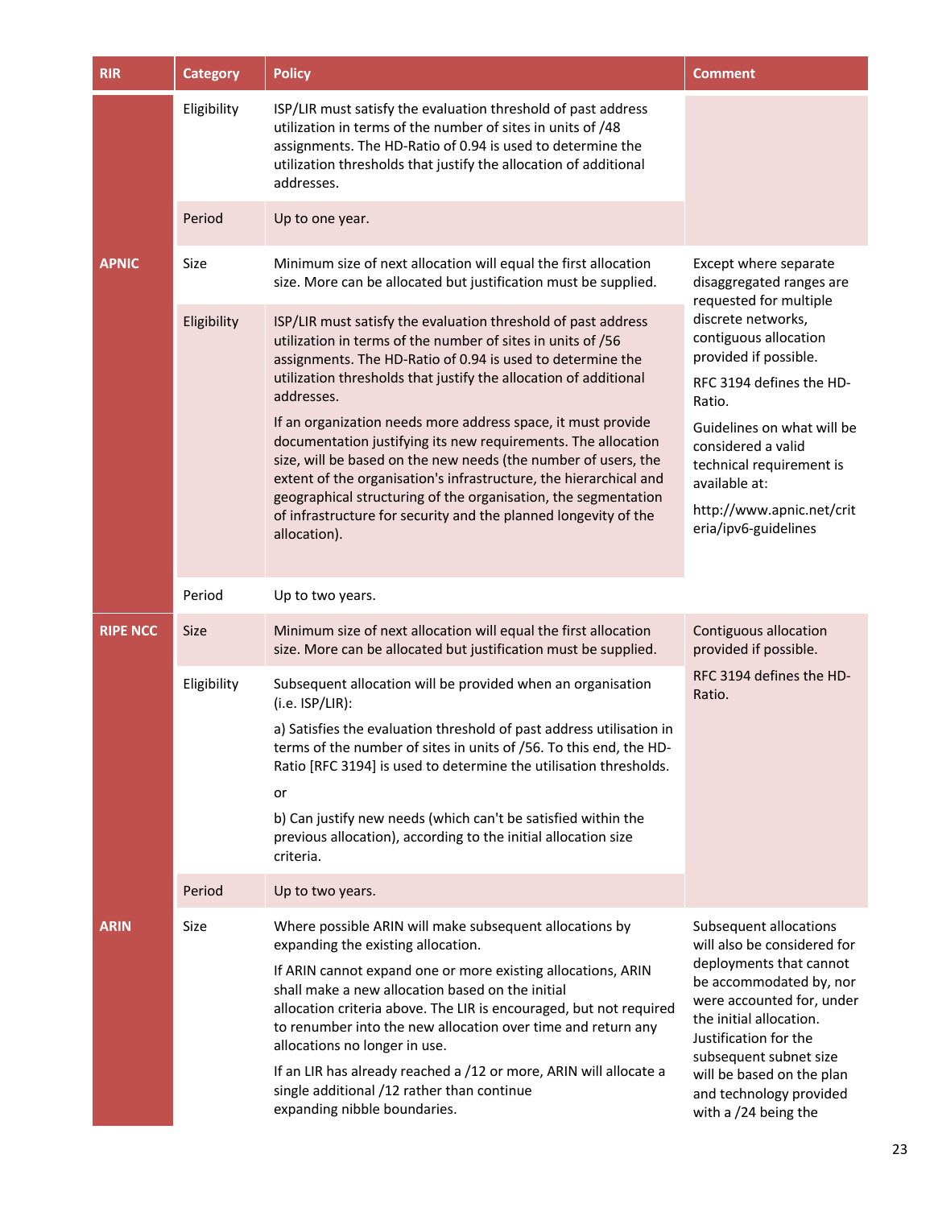| RIR | Category | Policy | Comment |
|---|---|---|---|
| APNIC | Eligibility | ISP/LIR must satisfy the evaluation threshold of past address utilization in terms of the number of sites in units of /48 assignments. The HD-Ratio of 0.94 is used to determine the utilization thresholds that justify the allocation of additional addresses. | |
| | Period | Up to one year. | |
| | Size | Minimum size of next allocation will equal the first allocation size. More can be allocated but justification must be supplied. | Except where separate disaggregated ranges are requested for multiple discrete networks, contiguous allocation provided if possible.<br><br>RFC 3194 defines the HD-Ratio.<br><br>Guidelines on what will be considered a valid technical requirement is available at:<br><br>http://www.apnic.net/criteria/ipv6-guidelines |
| | Eligibility | ISP/LIR must satisfy the evaluation threshold of past address utilization in terms of the number of sites in units of /56 assignments. The HD-Ratio of 0.94 is used to determine the utilization thresholds that justify the allocation of additional addresses.<br><br>If an organization needs more address space, it must provide documentation justifying its new requirements. The allocation size, will be based on the new needs (the number of users, the extent of the organisation's infrastructure, the hierarchical and geographical structuring of the organisation, the segmentation of infrastructure for security and the planned longevity of the allocation). | |
| | Period | Up to two years. | |
| RIPE NCC | Size | Minimum size of next allocation will equal the first allocation size. More can be allocated but justification must be supplied. | Contiguous allocation provided if possible.<br><br>RFC 3194 defines the HD-Ratio. |
| | Eligibility | Subsequent allocation will be provided when an organisation (i.e. ISP/LIR):<br><br>a) Satisfies the evaluation threshold of past address utilisation in terms of the number of sites in units of /56. To this end, the HD-Ratio [RFC 3194] is used to determine the utilisation thresholds.<br><br>or<br><br>b) Can justify new needs (which can't be satisfied within the previous allocation), according to the initial allocation size criteria. | |
| | Period | Up to two years. | |
| ARIN | Size | Where possible ARIN will make subsequent allocations by expanding the existing allocation.<br><br>If ARIN cannot expand one or more existing allocations, ARIN shall make a new allocation based on the initial allocation criteria above. The LIR is encouraged, but not required to renumber into the new allocation over time and return any allocations no longer in use.<br><br>If an LIR has already reached a /12 or more, ARIN will allocate a single additional /12 rather than continue expanding nibble boundaries. | Subsequent allocations will also be considered for deployments that cannot be accommodated by, nor were accounted for, under the initial allocation. Justification for the subsequent subnet size will be based on the plan and technology provided with a /24 being the |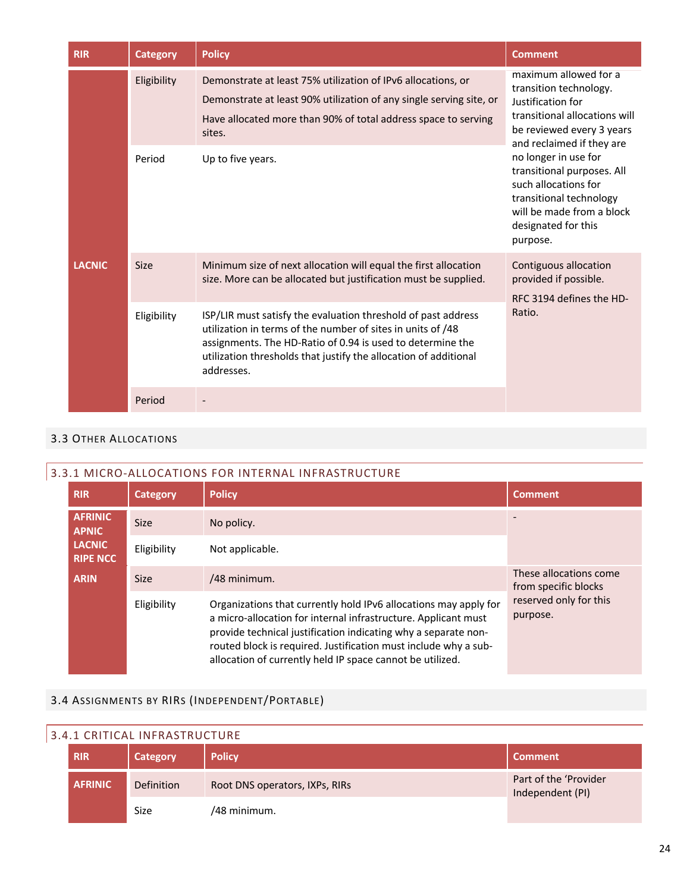| RIR | Category | Policy | Comment |
|---|---|---|---|
| | Eligibility | Demonstrate at least 75% utilization of IPv6 allocations, or<br>Demonstrate at least 90% utilization of any single serving site, or<br>Have allocated more than 90% of total address space to serving sites. | maximum allowed for a transition technology. Justification for transitional allocations will be reviewed every 3 years and reclaimed if they are no longer in use for transitional purposes. All such allocations for transitional technology will be made from a block designated for this purpose. |
| | Period | Up to five years. | |
| LACNIC | Size | Minimum size of next allocation will equal the first allocation size. More can be allocated but justification must be supplied. | Contiguous allocation provided if possible.<br>RFC 3194 defines the HD-Ratio. |
| | Eligibility | ISP/LIR must satisfy the evaluation threshold of past address utilization in terms of the number of sites in units of /48 assignments. The HD-Ratio of 0.94 is used to determine the utilization thresholds that justify the allocation of additional addresses. | |
| | Period | - | |

## 3.3 Other Allocations

### 3.3.1 Micro-allocations for Internal Infrastructure

| RIR | Category | Policy | Comment |
|---|---|---|---|
| AFRINIC<br>APNIC<br>LACNIC<br>RIPE NCC | Size | No policy. | - |
| | Eligibility | Not applicable. | |
| ARIN | Size | /48 minimum. | These allocations come from specific blocks reserved only for this purpose. |
| | Eligibility | Organizations that currently hold IPv6 allocations may apply for a micro-allocation for internal infrastructure. Applicant must provide technical justification indicating why a separate non-routed block is required. Justification must include why a sub-allocation of currently held IP space cannot be utilized. | |

## 3.4 Assignments by RIRs (Independent/Portable)

### 3.4.1 Critical Infrastructure

| RIR | Category | Policy | Comment |
|---|---|---|---|
| AFRINIC | Definition | Root DNS operators, IXPs, RIRs | Part of the 'Provider Independent (PI) |
| | Size | /48 minimum. | |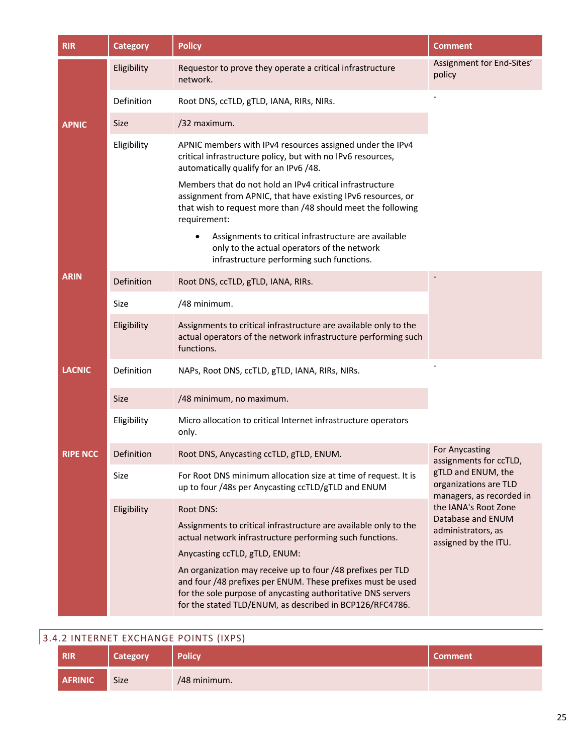| RIR | Category | Policy | Comment |
|---|---|---|---|
| APNIC | Eligibility | Requestor to prove they operate a critical infrastructure network. | Assignment for End-Sites' policy |
| | Definition | Root DNS, ccTLD, gTLD, IANA, RIRs, NIRs. | - |
| | Size | /32 maximum. | |
| | Eligibility | APNIC members with IPv4 resources assigned under the IPv4 critical infrastructure policy, but with no IPv6 resources, automatically qualify for an IPv6 /48.<br><br>Members that do not hold an IPv4 critical infrastructure assignment from APNIC, that have existing IPv6 resources, or that wish to request more than /48 should meet the following requirement:<br><br>• Assignments to critical infrastructure are available only to the actual operators of the network infrastructure performing such functions. | |
| ARIN | Definition | Root DNS, ccTLD, gTLD, IANA, RIRs. | - |
| | Size | /48 minimum. | |
| | Eligibility | Assignments to critical infrastructure are available only to the actual operators of the network infrastructure performing such functions. | |
| LACNIC | Definition | NAPs, Root DNS, ccTLD, gTLD, IANA, RIRs, NIRs. | - |
| | Size | /48 minimum, no maximum. | |
| | Eligibility | Micro allocation to critical Internet infrastructure operators only. | |
| RIPE NCC | Definition | Root DNS, Anycasting ccTLD, gTLD, ENUM. | For Anycasting assignments for ccTLD, gTLD and ENUM, the organizations are TLD managers, as recorded in the IANA's Root Zone Database and ENUM administrators, as assigned by the ITU. |
| | Size | For Root DNS minimum allocation size at time of request. It is up to four /48s per Anycasting ccTLD/gTLD and ENUM | |
| | Eligibility | Root DNS:<br><br>Assignments to critical infrastructure are available only to the actual network infrastructure performing such functions.<br><br>Anycasting ccTLD, gTLD, ENUM:<br><br>An organization may receive up to four /48 prefixes per TLD and four /48 prefixes per ENUM. These prefixes must be used for the sole purpose of anycasting authoritative DNS servers for the stated TLD/ENUM, as described in BCP126/RFC4786. | |

### 3.4.2 INTERNET EXCHANGE POINTS (IXPS)

| RIR | Category | Policy | Comment |
|---|---|---|---|
| AFRINIC | Size | /48 minimum. | |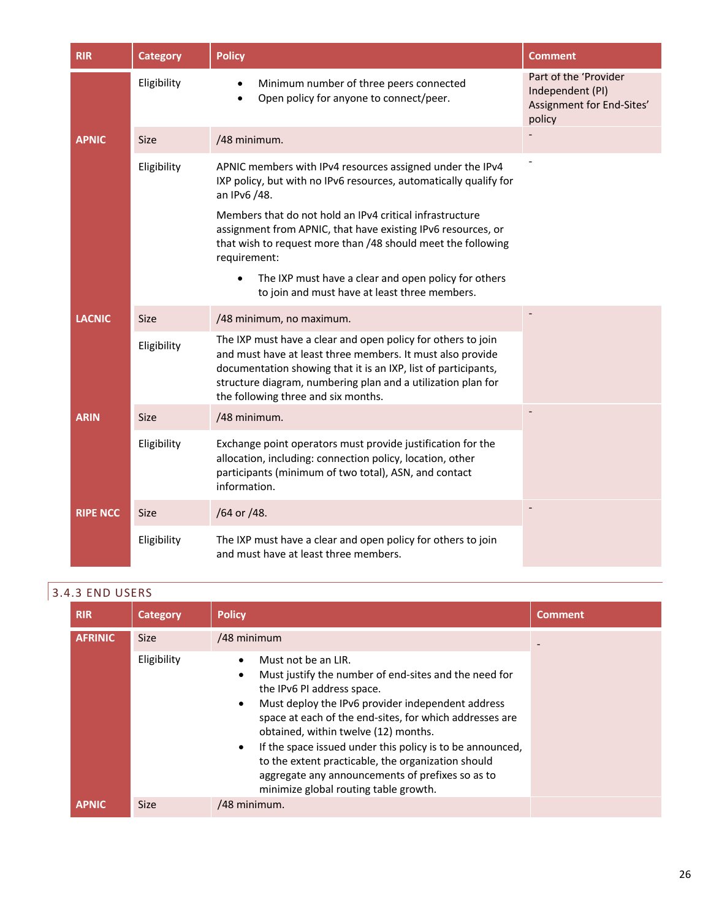| RIR | Category | Policy | Comment |
|---|---|---|---|
| | Eligibility | • Minimum number of three peers connected<br>• Open policy for anyone to connect/peer. | Part of the 'Provider Independent (PI) Assignment for End-Sites' policy |
| APNIC | Size | /48 minimum. | - |
| | Eligibility | APNIC members with IPv4 resources assigned under the IPv4 IXP policy, but with no IPv6 resources, automatically qualify for an IPv6 /48.<br><br>Members that do not hold an IPv4 critical infrastructure assignment from APNIC, that have existing IPv6 resources, or that wish to request more than /48 should meet the following requirement:<br>• The IXP must have a clear and open policy for others to join and must have at least three members. | - |
| LACNIC | Size | /48 minimum, no maximum. | - |
| | Eligibility | The IXP must have a clear and open policy for others to join and must have at least three members. It must also provide documentation showing that it is an IXP, list of participants, structure diagram, numbering plan and a utilization plan for the following three and six months. | |
| ARIN | Size | /48 minimum. | - |
| | Eligibility | Exchange point operators must provide justification for the allocation, including: connection policy, location, other participants (minimum of two total), ASN, and contact information. | |
| RIPE NCC | Size | /64 or /48. | - |
| | Eligibility | The IXP must have a clear and open policy for others to join and must have at least three members. | |

### 3.4.3 END USERS

| RIR | Category | Policy | Comment |
|---|---|---|---|
| AFRINIC | Size | /48 minimum | - |
| | Eligibility | • Must not be an LIR.<br>• Must justify the number of end-sites and the need for the IPv6 PI address space.<br>• Must deploy the IPv6 provider independent address space at each of the end-sites, for which addresses are obtained, within twelve (12) months.<br>• If the space issued under this policy is to be announced, to the extent practicable, the organization should aggregate any announcements of prefixes so as to minimize global routing table growth. | |
| APNIC | Size | /48 minimum. | |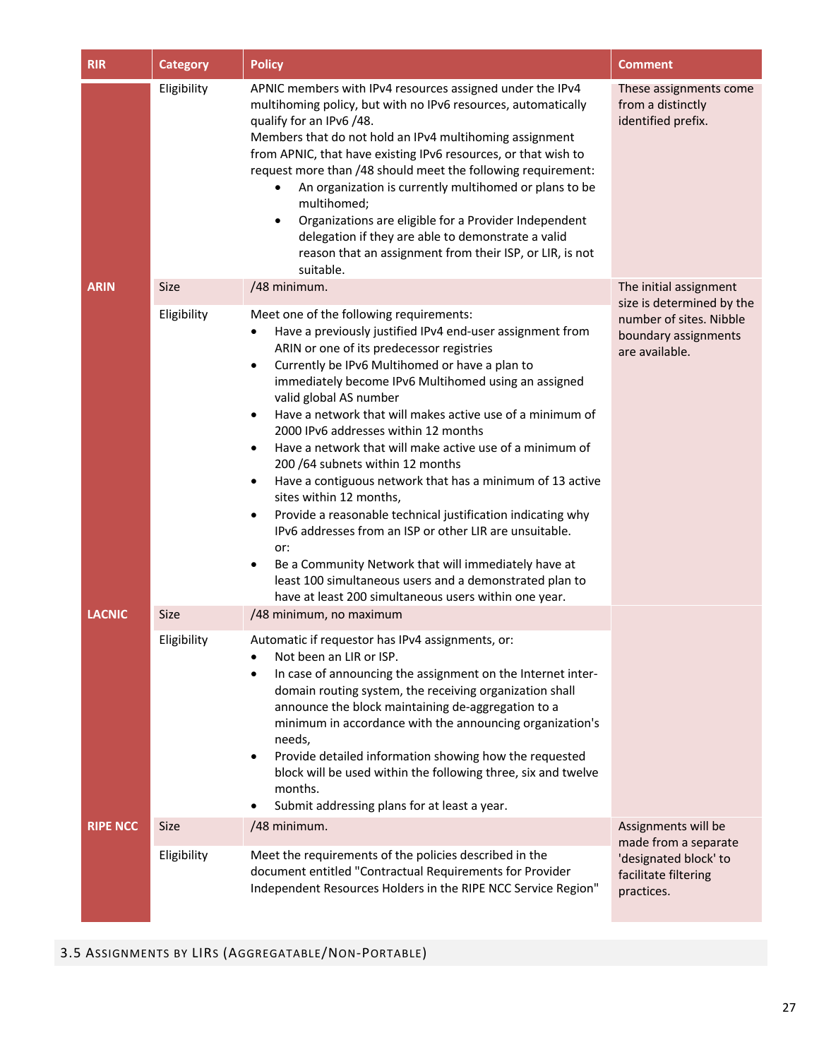| RIR | Category | Policy | Comment |
|---|---|---|---|
| | Eligibility | APNIC members with IPv4 resources assigned under the IPv4 multihoming policy, but with no IPv6 resources, automatically qualify for an IPv6 /48.<br>Members that do not hold an IPv4 multihoming assignment from APNIC, that have existing IPv6 resources, or that wish to request more than /48 should meet the following requirement:<br>• An organization is currently multihomed or plans to be multihomed;<br>• Organizations are eligible for a Provider Independent delegation if they are able to demonstrate a valid reason that an assignment from their ISP, or LIR, is not suitable. | These assignments come from a distinctly identified prefix. |
| **ARIN** | Size | /48 minimum. | The initial assignment size is determined by the number of sites. Nibble boundary assignments are available. |
| | Eligibility | Meet one of the following requirements:<br>• Have a previously justified IPv4 end-user assignment from ARIN or one of its predecessor registries<br>• Currently be IPv6 Multihomed or have a plan to immediately become IPv6 Multihomed using an assigned valid global AS number<br>• Have a network that will makes active use of a minimum of 2000 IPv6 addresses within 12 months<br>• Have a network that will make active use of a minimum of 200 /64 subnets within 12 months<br>• Have a contiguous network that has a minimum of 13 active sites within 12 months,<br>• Provide a reasonable technical justification indicating why IPv6 addresses from an ISP or other LIR are unsuitable.<br>or:<br>• Be a Community Network that will immediately have at least 100 simultaneous users and a demonstrated plan to have at least 200 simultaneous users within one year. | |
| **LACNIC** | Size | /48 minimum, no maximum | |
| | Eligibility | Automatic if requestor has IPv4 assignments, or:<br>• Not been an LIR or ISP.<br>• In case of announcing the assignment on the Internet inter-domain routing system, the receiving organization shall announce the block maintaining de-aggregation to a minimum in accordance with the announcing organization's needs,<br>• Provide detailed information showing how the requested block will be used within the following three, six and twelve months.<br>• Submit addressing plans for at least a year. | |
| **RIPE NCC** | Size | /48 minimum. | Assignments will be made from a separate 'designated block' to facilitate filtering practices. |
| | Eligibility | Meet the requirements of the policies described in the document entitled "Contractual Requirements for Provider Independent Resources Holders in the RIPE NCC Service Region" | |

## 3.5 Assignments by LIRs (Aggregatable/Non-Portable)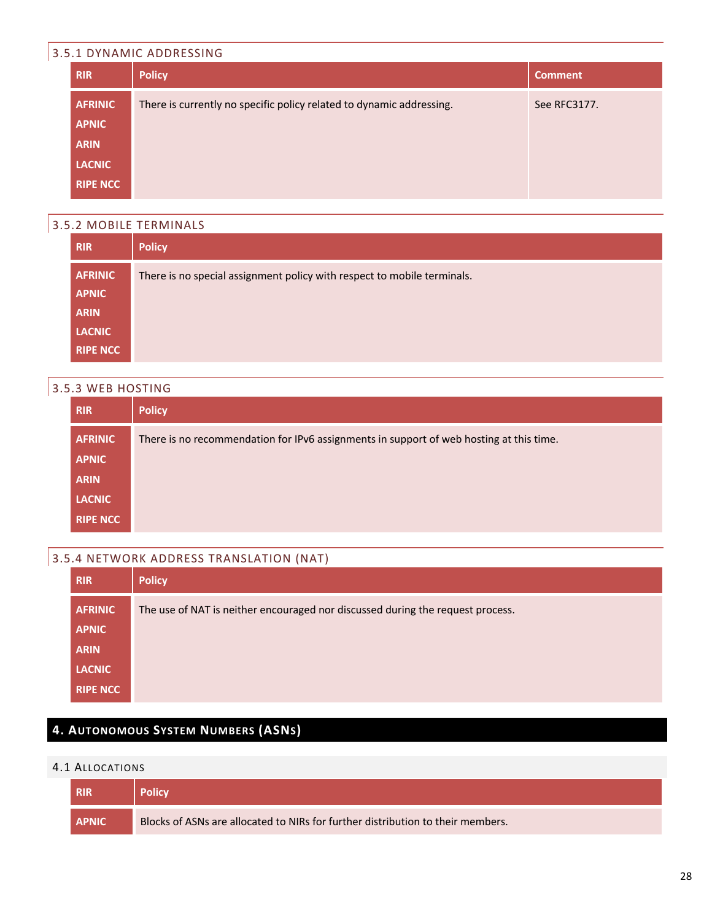#### 3.5.1 DYNAMIC ADDRESSING

| RIR | Policy | Comment |
|---|---|---|
| AFRINIC<br>APNIC<br>ARIN<br>LACNIC<br>RIPE NCC | There is currently no specific policy related to dynamic addressing. | See RFC3177. |

#### 3.5.2 MOBILE TERMINALS

| RIR | Policy |
|---|---|
| AFRINIC<br>APNIC<br>ARIN<br>LACNIC<br>RIPE NCC | There is no special assignment policy with respect to mobile terminals. |

#### 3.5.3 WEB HOSTING

| RIR | Policy |
|---|---|
| AFRINIC<br>APNIC<br>ARIN<br>LACNIC<br>RIPE NCC | There is no recommendation for IPv6 assignments in support of web hosting at this time. |

#### 3.5.4 NETWORK ADDRESS TRANSLATION (NAT)

| RIR | Policy |
|---|---|
| AFRINIC<br>APNIC<br>ARIN<br>LACNIC<br>RIPE NCC | The use of NAT is neither encouraged nor discussed during the request process. |

## 4. AUTONOMOUS SYSTEM NUMBERS (ASNS)

### 4.1 ALLOCATIONS

| RIR | Policy |
|---|---|
| APNIC | Blocks of ASNs are allocated to NIRs for further distribution to their members. |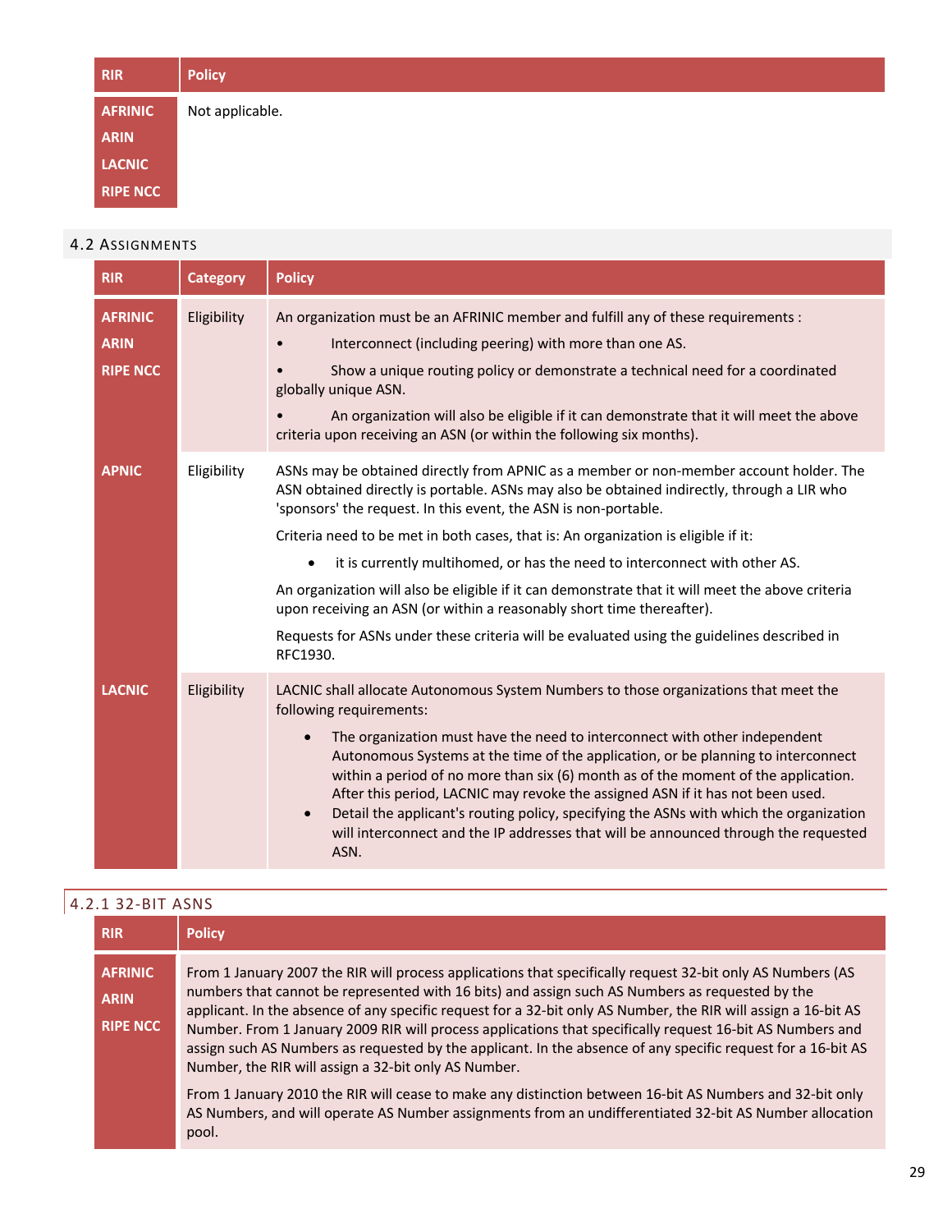| RIR | Policy |
|---|---|
| AFRINIC<br>ARIN<br>LACNIC<br>RIPE NCC | Not applicable. |

## 4.2 Assignments

| RIR | Category | Policy |
|---|---|---|
| AFRINIC<br>ARIN<br>RIPE NCC | Eligibility | An organization must be an AFRINIC member and fulfill any of these requirements :<br>• Interconnect (including peering) with more than one AS.<br>• Show a unique routing policy or demonstrate a technical need for a coordinated globally unique ASN.<br>• An organization will also be eligible if it can demonstrate that it will meet the above criteria upon receiving an ASN (or within the following six months). |
| APNIC | Eligibility | ASNs may be obtained directly from APNIC as a member or non-member account holder. The ASN obtained directly is portable. ASNs may also be obtained indirectly, through a LIR who 'sponsors' the request. In this event, the ASN is non-portable.<br>Criteria need to be met in both cases, that is: An organization is eligible if it:<br>• it is currently multihomed, or has the need to interconnect with other AS.<br>An organization will also be eligible if it can demonstrate that it will meet the above criteria upon receiving an ASN (or within a reasonably short time thereafter).<br>Requests for ASNs under these criteria will be evaluated using the guidelines described in RFC1930. |
| LACNIC | Eligibility | LACNIC shall allocate Autonomous System Numbers to those organizations that meet the following requirements:<br>• The organization must have the need to interconnect with other independent Autonomous Systems at the time of the application, or be planning to interconnect within a period of no more than six (6) month as of the moment of the application. After this period, LACNIC may revoke the assigned ASN if it has not been used.<br>• Detail the applicant's routing policy, specifying the ASNs with which the organization will interconnect and the IP addresses that will be announced through the requested ASN. |

### 4.2.1 32-bit ASNs

| RIR | Policy |
|---|---|
| AFRINIC<br>ARIN<br>RIPE NCC | From 1 January 2007 the RIR will process applications that specifically request 32-bit only AS Numbers (AS numbers that cannot be represented with 16 bits) and assign such AS Numbers as requested by the applicant. In the absence of any specific request for a 32-bit only AS Number, the RIR will assign a 16-bit AS Number. From 1 January 2009 RIR will process applications that specifically request 16-bit AS Numbers and assign such AS Numbers as requested by the applicant. In the absence of any specific request for a 16-bit AS Number, the RIR will assign a 32-bit only AS Number.<br>From 1 January 2010 the RIR will cease to make any distinction between 16-bit AS Numbers and 32-bit only AS Numbers, and will operate AS Number assignments from an undifferentiated 32-bit AS Number allocation pool. |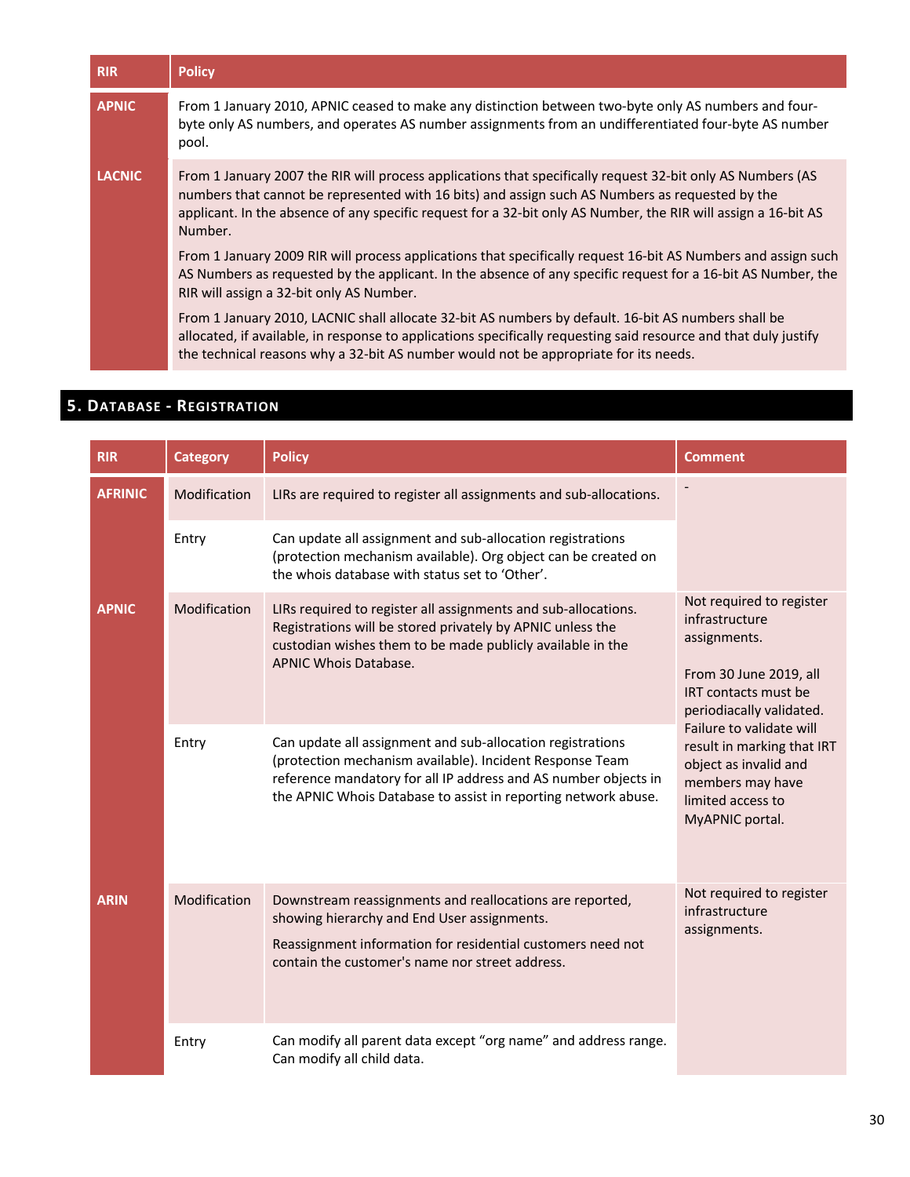| RIR | Policy |
| --- | --- |
| APNIC | From 1 January 2010, APNIC ceased to make any distinction between two-byte only AS numbers and four-byte only AS numbers, and operates AS number assignments from an undifferentiated four-byte AS number pool. |
| LACNIC | From 1 January 2007 the RIR will process applications that specifically request 32-bit only AS Numbers (AS numbers that cannot be represented with 16 bits) and assign such AS Numbers as requested by the applicant. In the absence of any specific request for a 32-bit only AS Number, the RIR will assign a 16-bit AS Number.<br><br>From 1 January 2009 RIR will process applications that specifically request 16-bit AS Numbers and assign such AS Numbers as requested by the applicant. In the absence of any specific request for a 16-bit AS Number, the RIR will assign a 32-bit only AS Number.<br><br>From 1 January 2010, LACNIC shall allocate 32-bit AS numbers by default. 16-bit AS numbers shall be allocated, if available, in response to applications specifically requesting said resource and that duly justify the technical reasons why a 32-bit AS number would not be appropriate for its needs. |

## 5. Database - Registration

| RIR | Category | Policy | Comment |
| --- | --- | --- | --- |
| AFRINIC | Modification | LIRs are required to register all assignments and sub-allocations. | - |
| | Entry | Can update all assignment and sub-allocation registrations (protection mechanism available). Org object can be created on the whois database with status set to 'Other'. | |
| APNIC | Modification | LIRs required to register all assignments and sub-allocations. Registrations will be stored privately by APNIC unless the custodian wishes them to be made publicly available in the APNIC Whois Database. | Not required to register infrastructure assignments.<br><br>From 30 June 2019, all IRT contacts must be periodiacally validated. Failure to validate will result in marking that IRT object as invalid and members may have limited access to MyAPNIC portal. |
| | Entry | Can update all assignment and sub-allocation registrations (protection mechanism available). Incident Response Team reference mandatory for all IP address and AS number objects in the APNIC Whois Database to assist in reporting network abuse. | |
| ARIN | Modification | Downstream reassignments and reallocations are reported, showing hierarchy and End User assignments.<br><br>Reassignment information for residential customers need not contain the customer's name nor street address. | Not required to register infrastructure assignments. |
| | Entry | Can modify all parent data except "org name" and address range. Can modify all child data. | |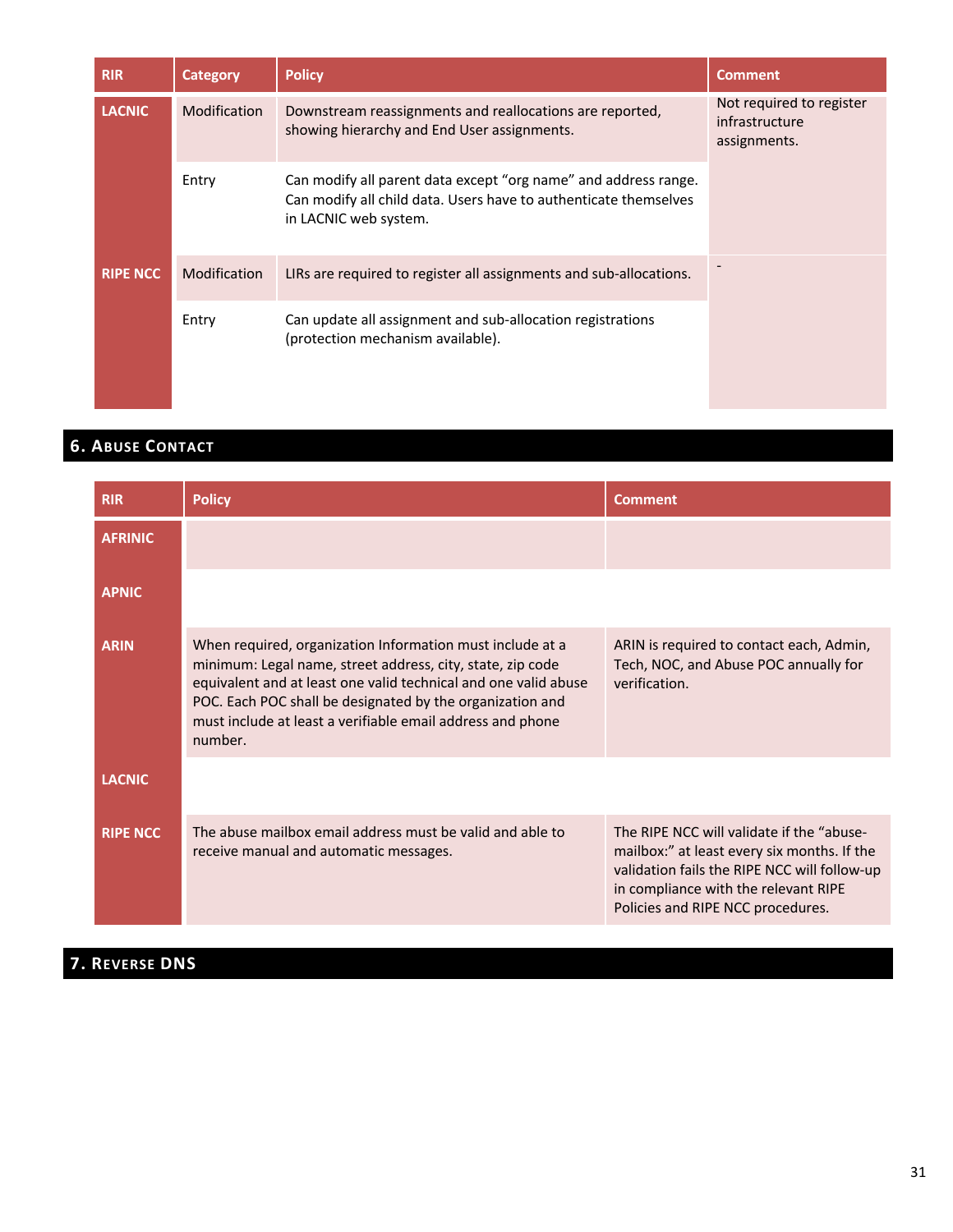| RIR | Category | Policy | Comment |
| --- | --- | --- | --- |
| LACNIC | Modification | Downstream reassignments and reallocations are reported, showing hierarchy and End User assignments. | Not required to register infrastructure assignments. |
| | Entry | Can modify all parent data except "org name" and address range. Can modify all child data. Users have to authenticate themselves in LACNIC web system. | |
| RIPE NCC | Modification | LIRs are required to register all assignments and sub-allocations. | - |
| | Entry | Can update all assignment and sub-allocation registrations (protection mechanism available). | |

## 6. Abuse Contact

| RIR | Policy | Comment |
| --- | --- | --- |
| AFRINIC | | |
| APNIC | | |
| ARIN | When required, organization Information must include at a minimum: Legal name, street address, city, state, zip code equivalent and at least one valid technical and one valid abuse POC. Each POC shall be designated by the organization and must include at least a verifiable email address and phone number. | ARIN is required to contact each, Admin, Tech, NOC, and Abuse POC annually for verification. |
| LACNIC | | |
| RIPE NCC | The abuse mailbox email address must be valid and able to receive manual and automatic messages. | The RIPE NCC will validate if the "abuse-mailbox:" at least every six months. If the validation fails the RIPE NCC will follow-up in compliance with the relevant RIPE Policies and RIPE NCC procedures. |

## 7. Reverse DNS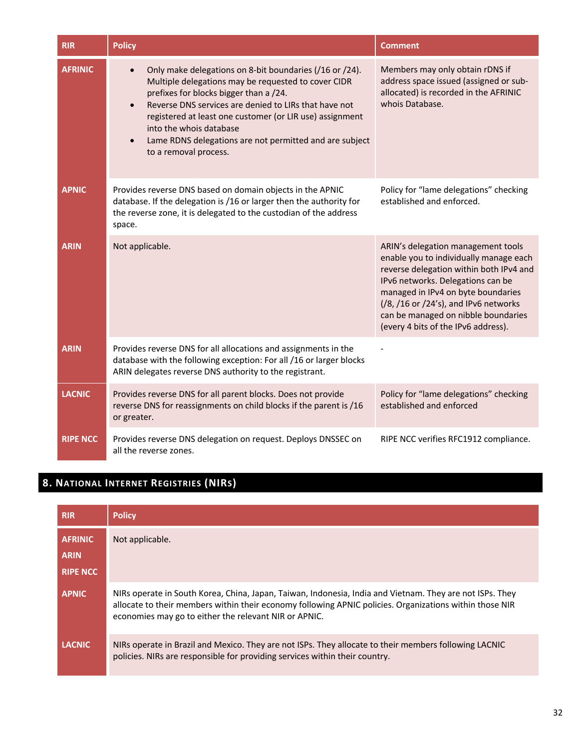| RIR | Policy | Comment |
|---|---|---|
| AFRINIC | • Only make delegations on 8-bit boundaries (/16 or /24). Multiple delegations may be requested to cover CIDR prefixes for blocks bigger than a /24.<br>• Reverse DNS services are denied to LIRs that have not registered at least one customer (or LIR use) assignment into the whois database<br>• Lame RDNS delegations are not permitted and are subject to a removal process. | Members may only obtain rDNS if address space issued (assigned or sub-allocated) is recorded in the AFRINIC whois Database. |
| APNIC | Provides reverse DNS based on domain objects in the APNIC database. If the delegation is /16 or larger then the authority for the reverse zone, it is delegated to the custodian of the address space. | Policy for "lame delegations" checking established and enforced. |
| ARIN | Not applicable. | ARIN's delegation management tools enable you to individually manage each reverse delegation within both IPv4 and IPv6 networks. Delegations can be managed in IPv4 on byte boundaries (/8, /16 or /24's), and IPv6 networks can be managed on nibble boundaries (every 4 bits of the IPv6 address). |
| ARIN | Provides reverse DNS for all allocations and assignments in the database with the following exception: For all /16 or larger blocks ARIN delegates reverse DNS authority to the registrant. | - |
| LACNIC | Provides reverse DNS for all parent blocks. Does not provide reverse DNS for reassignments on child blocks if the parent is /16 or greater. | Policy for "lame delegations" checking established and enforced |
| RIPE NCC | Provides reverse DNS delegation on request. Deploys DNSSEC on all the reverse zones. | RIPE NCC verifies RFC1912 compliance. |

## 8. National Internet Registries (NIRs)

| RIR | Policy |
|---|---|
| AFRINIC<br>ARIN<br>RIPE NCC | Not applicable. |
| APNIC | NIRs operate in South Korea, China, Japan, Taiwan, Indonesia, India and Vietnam. They are not ISPs. They allocate to their members within their economy following APNIC policies. Organizations within those NIR economies may go to either the relevant NIR or APNIC. |
| LACNIC | NIRs operate in Brazil and Mexico. They are not ISPs. They allocate to their members following LACNIC policies. NIRs are responsible for providing services within their country. |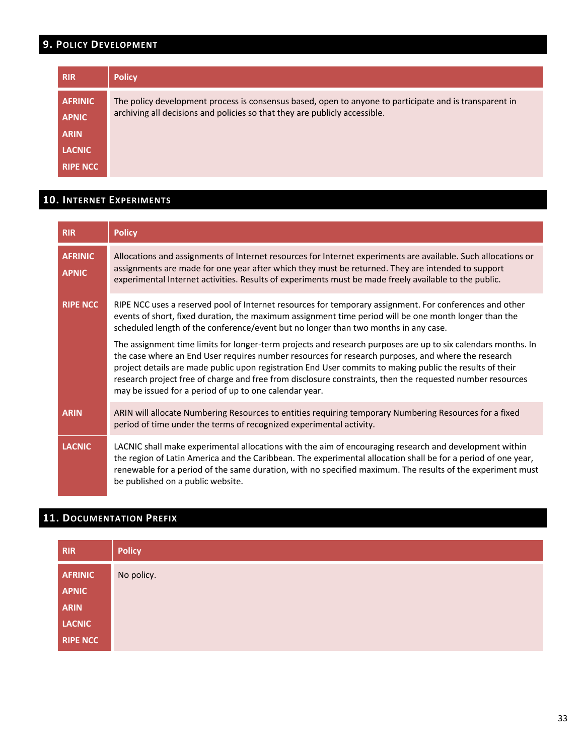## 9. Policy Development

| RIR | Policy |
|---|---|
| AFRINIC<br>APNIC<br>ARIN<br>LACNIC<br>RIPE NCC | The policy development process is consensus based, open to anyone to participate and is transparent in archiving all decisions and policies so that they are publicly accessible. |

## 10. Internet Experiments

| RIR | Policy |
|---|---|
| AFRINIC<br>APNIC | Allocations and assignments of Internet resources for Internet experiments are available. Such allocations or assignments are made for one year after which they must be returned. They are intended to support experimental Internet activities. Results of experiments must be made freely available to the public. |
| RIPE NCC | RIPE NCC uses a reserved pool of Internet resources for temporary assignment. For conferences and other events of short, fixed duration, the maximum assignment time period will be one month longer than the scheduled length of the conference/event but no longer than two months in any case.<br><br>The assignment time limits for longer-term projects and research purposes are up to six calendars months. In the case where an End User requires number resources for research purposes, and where the research project details are made public upon registration End User commits to making public the results of their research project free of charge and free from disclosure constraints, then the requested number resources may be issued for a period of up to one calendar year. |
| ARIN | ARIN will allocate Numbering Resources to entities requiring temporary Numbering Resources for a fixed period of time under the terms of recognized experimental activity. |
| LACNIC | LACNIC shall make experimental allocations with the aim of encouraging research and development within the region of Latin America and the Caribbean. The experimental allocation shall be for a period of one year, renewable for a period of the same duration, with no specified maximum. The results of the experiment must be published on a public website. |

## 11. Documentation Prefix

| RIR | Policy |
|---|---|
| AFRINIC<br>APNIC<br>ARIN<br>LACNIC<br>RIPE NCC | No policy. |